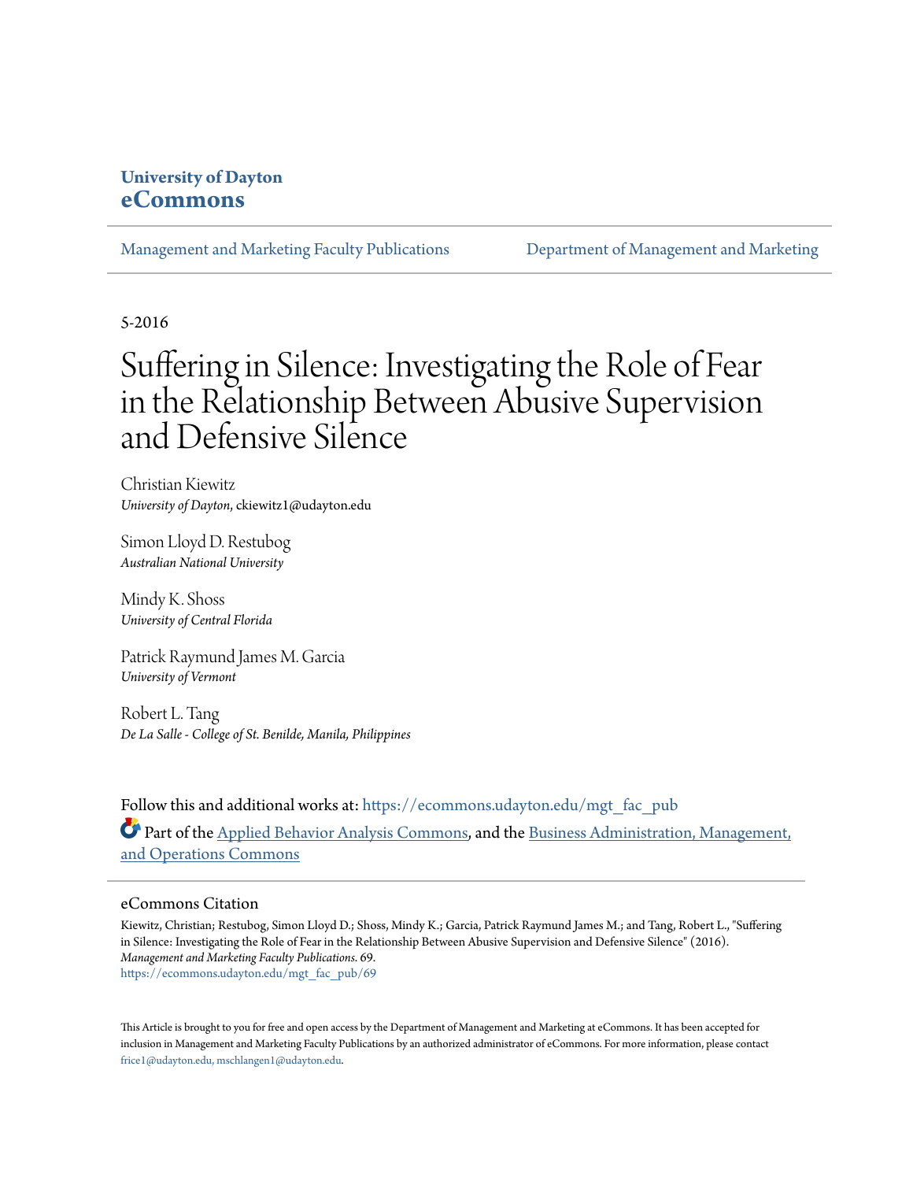**University of Dayton**
**eCommons**

Management and Marketing Faculty Publications | Department of Management and Marketing

5-2016

# Suffering in Silence: Investigating the Role of Fear in the Relationship Between Abusive Supervision and Defensive Silence

Christian Kiewitz
*University of Dayton*, ckiewitz1@udayton.edu

Simon Lloyd D. Restubog
*Australian National University*

Mindy K. Shoss
*University of Central Florida*

Patrick Raymund James M. Garcia
*University of Vermont*

Robert L. Tang
*De La Salle - College of St. Benilde, Manila, Philippines*

Follow this and additional works at: https://ecommons.udayton.edu/mgt_fac_pub

Part of the Applied Behavior Analysis Commons, and the Business Administration, Management, and Operations Commons

## eCommons Citation

Kiewitz, Christian; Restubog, Simon Lloyd D.; Shoss, Mindy K.; Garcia, Patrick Raymund James M.; and Tang, Robert L., "Suffering in Silence: Investigating the Role of Fear in the Relationship Between Abusive Supervision and Defensive Silence" (2016). *Management and Marketing Faculty Publications*. 69.
https://ecommons.udayton.edu/mgt_fac_pub/69

This Article is brought to you for free and open access by the Department of Management and Marketing at eCommons. It has been accepted for inclusion in Management and Marketing Faculty Publications by an authorized administrator of eCommons. For more information, please contact frice1@udayton.edu, mschlangen1@udayton.edu.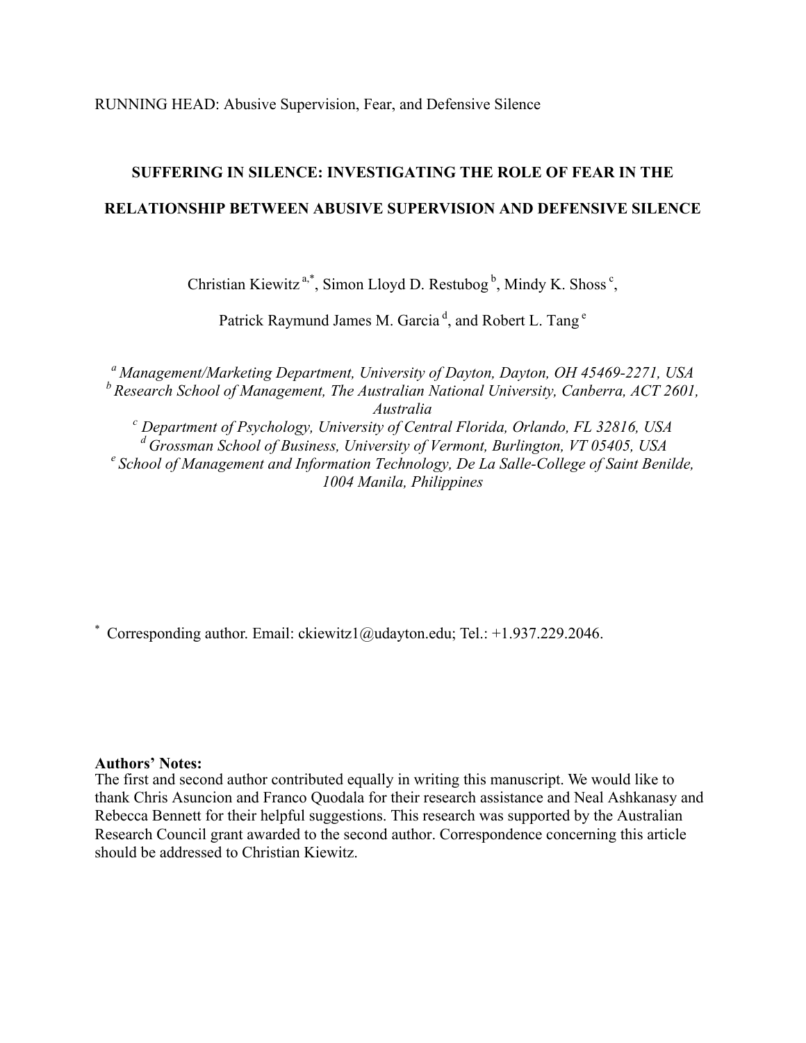RUNNING HEAD: Abusive Supervision, Fear, and Defensive Silence

# SUFFERING IN SILENCE: INVESTIGATING THE ROLE OF FEAR IN THE RELATIONSHIP BETWEEN ABUSIVE SUPERVISION AND DEFENSIVE SILENCE

Christian Kiewitz [a,*], Simon Lloyd D. Restubog [b], Mindy K. Shoss [c], Patrick Raymund James M. Garcia [d], and Robert L. Tang [e]

*[a] Management/Marketing Department, University of Dayton, Dayton, OH 45469-2271, USA*
*[b] Research School of Management, The Australian National University, Canberra, ACT 2601, Australia*
*[c] Department of Psychology, University of Central Florida, Orlando, FL 32816, USA*
*[d] Grossman School of Business, University of Vermont, Burlington, VT 05405, USA*
*[e] School of Management and Information Technology, De La Salle-College of Saint Benilde, 1004 Manila, Philippines*

[*] Corresponding author. Email: ckiewitz1@udayton.edu; Tel.: +1.937.229.2046.

**Authors' Notes:**
The first and second author contributed equally in writing this manuscript. We would like to thank Chris Asuncion and Franco Quodala for their research assistance and Neal Ashkanasy and Rebecca Bennett for their helpful suggestions. This research was supported by the Australian Research Council grant awarded to the second author. Correspondence concerning this article should be addressed to Christian Kiewitz.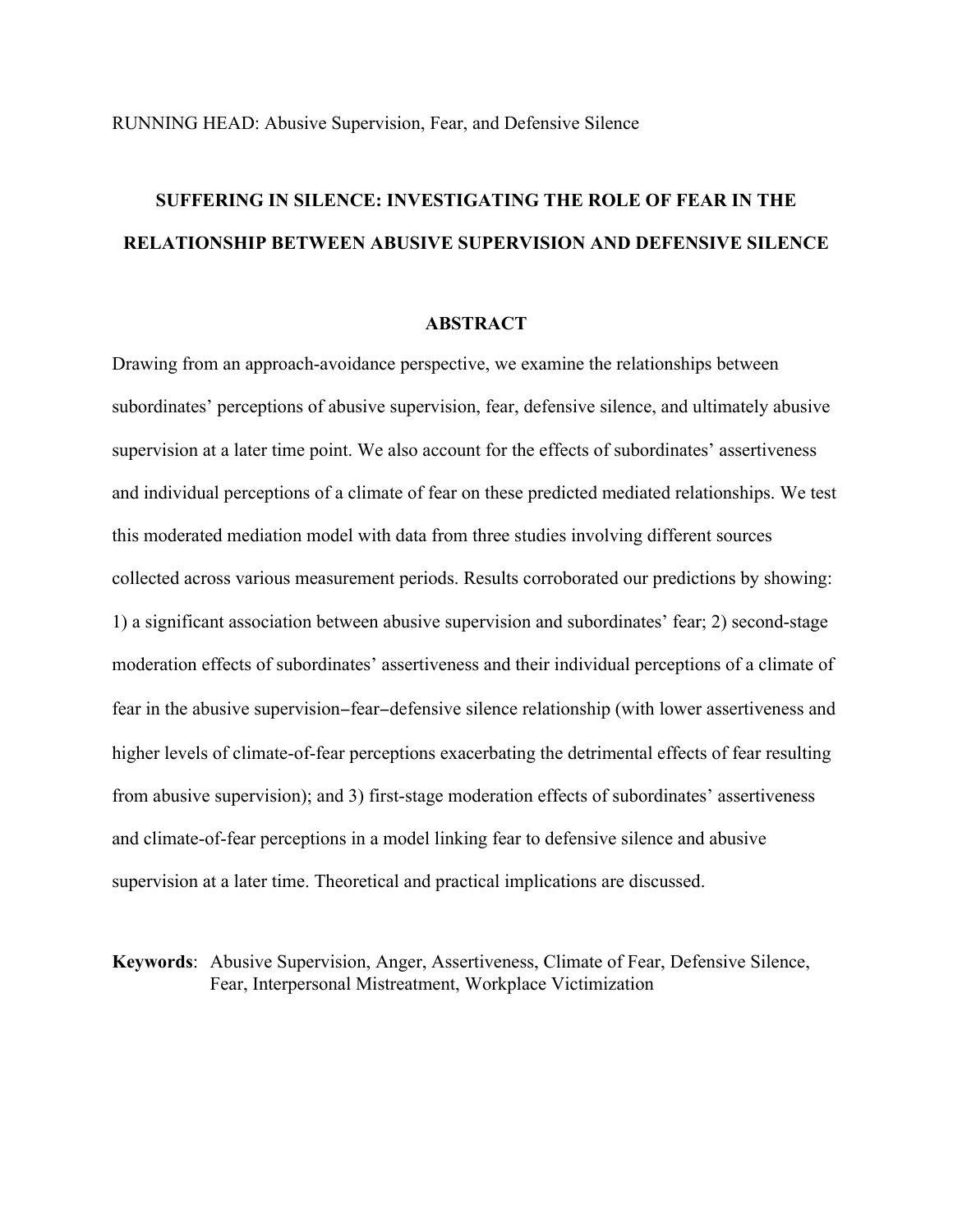# SUFFERING IN SILENCE: INVESTIGATING THE ROLE OF FEAR IN THE RELATIONSHIP BETWEEN ABUSIVE SUPERVISION AND DEFENSIVE SILENCE

## ABSTRACT

Drawing from an approach-avoidance perspective, we examine the relationships between subordinates' perceptions of abusive supervision, fear, defensive silence, and ultimately abusive supervision at a later time point. We also account for the effects of subordinates' assertiveness and individual perceptions of a climate of fear on these predicted mediated relationships. We test this moderated mediation model with data from three studies involving different sources collected across various measurement periods. Results corroborated our predictions by showing: 1) a significant association between abusive supervision and subordinates' fear; 2) second-stage moderation effects of subordinates' assertiveness and their individual perceptions of a climate of fear in the abusive supervision–fear–defensive silence relationship (with lower assertiveness and higher levels of climate-of-fear perceptions exacerbating the detrimental effects of fear resulting from abusive supervision); and 3) first-stage moderation effects of subordinates' assertiveness and climate-of-fear perceptions in a model linking fear to defensive silence and abusive supervision at a later time. Theoretical and practical implications are discussed.

**Keywords**: Abusive Supervision, Anger, Assertiveness, Climate of Fear, Defensive Silence, Fear, Interpersonal Mistreatment, Workplace Victimization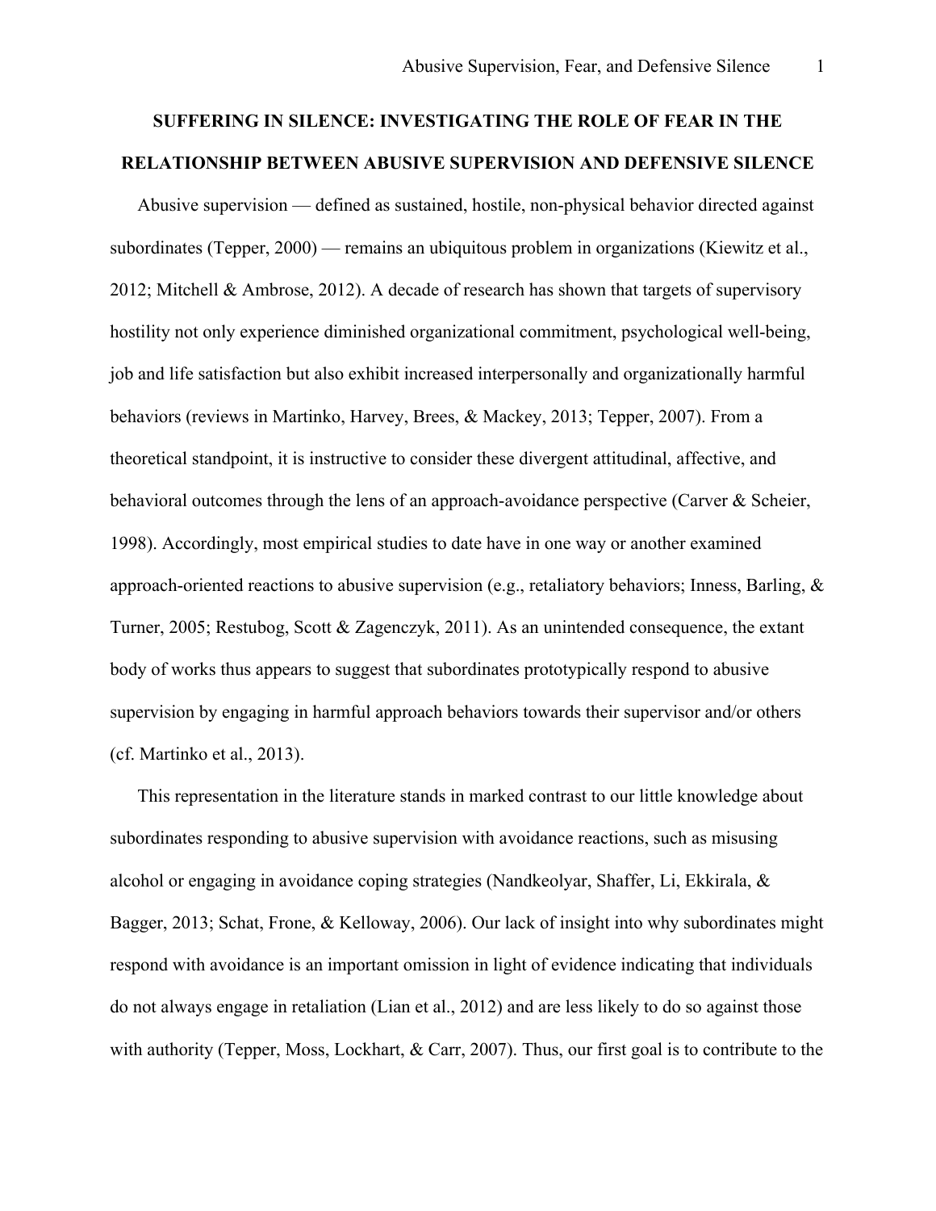# SUFFERING IN SILENCE: INVESTIGATING THE ROLE OF FEAR IN THE RELATIONSHIP BETWEEN ABUSIVE SUPERVISION AND DEFENSIVE SILENCE

Abusive supervision — defined as sustained, hostile, non-physical behavior directed against subordinates (Tepper, 2000) — remains an ubiquitous problem in organizations (Kiewitz et al., 2012; Mitchell & Ambrose, 2012). A decade of research has shown that targets of supervisory hostility not only experience diminished organizational commitment, psychological well-being, job and life satisfaction but also exhibit increased interpersonally and organizationally harmful behaviors (reviews in Martinko, Harvey, Brees, & Mackey, 2013; Tepper, 2007). From a theoretical standpoint, it is instructive to consider these divergent attitudinal, affective, and behavioral outcomes through the lens of an approach-avoidance perspective (Carver & Scheier, 1998). Accordingly, most empirical studies to date have in one way or another examined approach-oriented reactions to abusive supervision (e.g., retaliatory behaviors; Inness, Barling, & Turner, 2005; Restubog, Scott & Zagenczyk, 2011). As an unintended consequence, the extant body of works thus appears to suggest that subordinates prototypically respond to abusive supervision by engaging in harmful approach behaviors towards their supervisor and/or others (cf. Martinko et al., 2013).

This representation in the literature stands in marked contrast to our little knowledge about subordinates responding to abusive supervision with avoidance reactions, such as misusing alcohol or engaging in avoidance coping strategies (Nandkeolyar, Shaffer, Li, Ekkirala, & Bagger, 2013; Schat, Frone, & Kelloway, 2006). Our lack of insight into why subordinates might respond with avoidance is an important omission in light of evidence indicating that individuals do not always engage in retaliation (Lian et al., 2012) and are less likely to do so against those with authority (Tepper, Moss, Lockhart, & Carr, 2007). Thus, our first goal is to contribute to the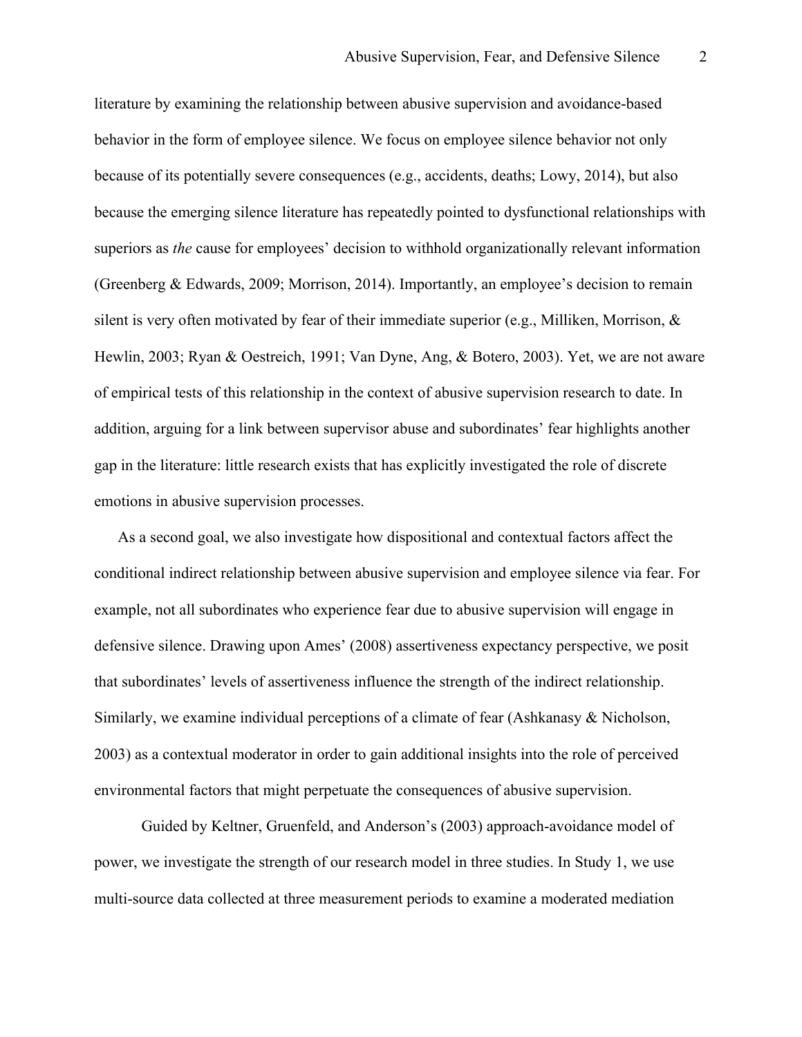literature by examining the relationship between abusive supervision and avoidance-based behavior in the form of employee silence. We focus on employee silence behavior not only because of its potentially severe consequences (e.g., accidents, deaths; Lowy, 2014), but also because the emerging silence literature has repeatedly pointed to dysfunctional relationships with superiors as *the* cause for employees' decision to withhold organizationally relevant information (Greenberg & Edwards, 2009; Morrison, 2014). Importantly, an employee's decision to remain silent is very often motivated by fear of their immediate superior (e.g., Milliken, Morrison, & Hewlin, 2003; Ryan & Oestreich, 1991; Van Dyne, Ang, & Botero, 2003). Yet, we are not aware of empirical tests of this relationship in the context of abusive supervision research to date. In addition, arguing for a link between supervisor abuse and subordinates' fear highlights another gap in the literature: little research exists that has explicitly investigated the role of discrete emotions in abusive supervision processes.

As a second goal, we also investigate how dispositional and contextual factors affect the conditional indirect relationship between abusive supervision and employee silence via fear. For example, not all subordinates who experience fear due to abusive supervision will engage in defensive silence. Drawing upon Ames' (2008) assertiveness expectancy perspective, we posit that subordinates' levels of assertiveness influence the strength of the indirect relationship. Similarly, we examine individual perceptions of a climate of fear (Ashkanasy & Nicholson, 2003) as a contextual moderator in order to gain additional insights into the role of perceived environmental factors that might perpetuate the consequences of abusive supervision.

Guided by Keltner, Gruenfeld, and Anderson's (2003) approach-avoidance model of power, we investigate the strength of our research model in three studies. In Study 1, we use multi-source data collected at three measurement periods to examine a moderated mediation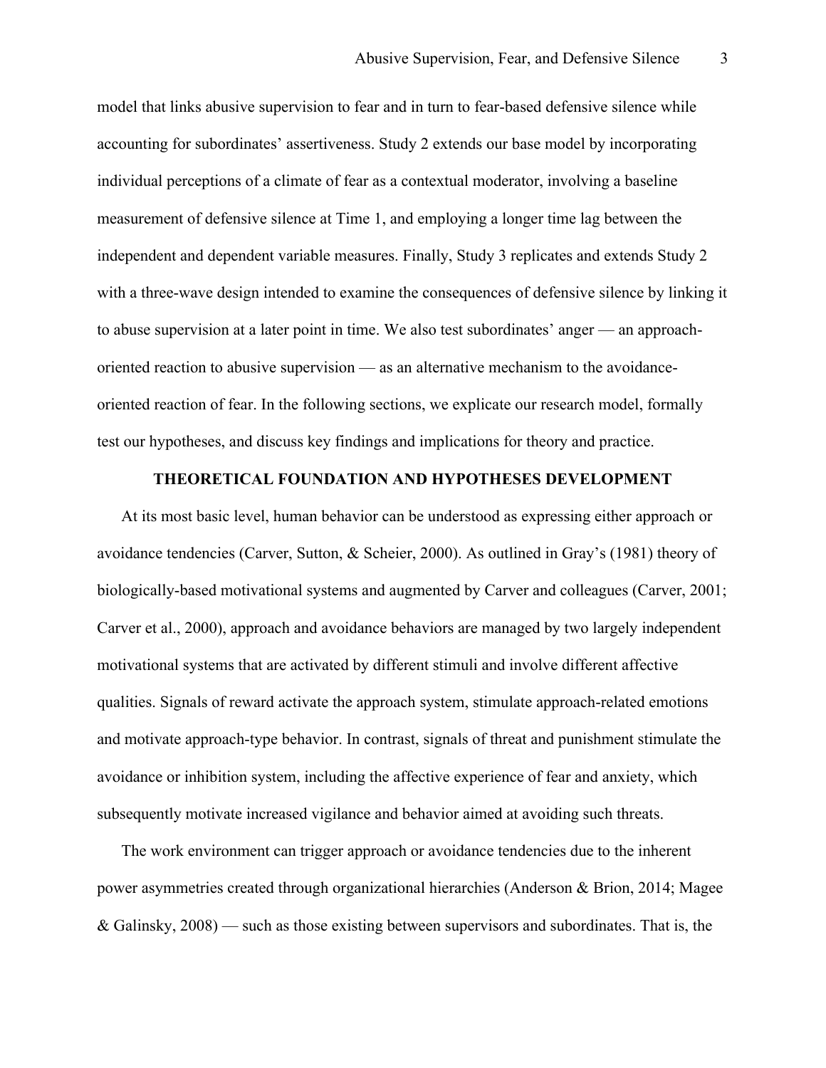model that links abusive supervision to fear and in turn to fear-based defensive silence while accounting for subordinates' assertiveness. Study 2 extends our base model by incorporating individual perceptions of a climate of fear as a contextual moderator, involving a baseline measurement of defensive silence at Time 1, and employing a longer time lag between the independent and dependent variable measures. Finally, Study 3 replicates and extends Study 2 with a three-wave design intended to examine the consequences of defensive silence by linking it to abuse supervision at a later point in time. We also test subordinates' anger — an approach-oriented reaction to abusive supervision — as an alternative mechanism to the avoidance-oriented reaction of fear. In the following sections, we explicate our research model, formally test our hypotheses, and discuss key findings and implications for theory and practice.

## THEORETICAL FOUNDATION AND HYPOTHESES DEVELOPMENT

At its most basic level, human behavior can be understood as expressing either approach or avoidance tendencies (Carver, Sutton, & Scheier, 2000). As outlined in Gray's (1981) theory of biologically-based motivational systems and augmented by Carver and colleagues (Carver, 2001; Carver et al., 2000), approach and avoidance behaviors are managed by two largely independent motivational systems that are activated by different stimuli and involve different affective qualities. Signals of reward activate the approach system, stimulate approach-related emotions and motivate approach-type behavior. In contrast, signals of threat and punishment stimulate the avoidance or inhibition system, including the affective experience of fear and anxiety, which subsequently motivate increased vigilance and behavior aimed at avoiding such threats.

The work environment can trigger approach or avoidance tendencies due to the inherent power asymmetries created through organizational hierarchies (Anderson & Brion, 2014; Magee & Galinsky, 2008) — such as those existing between supervisors and subordinates. That is, the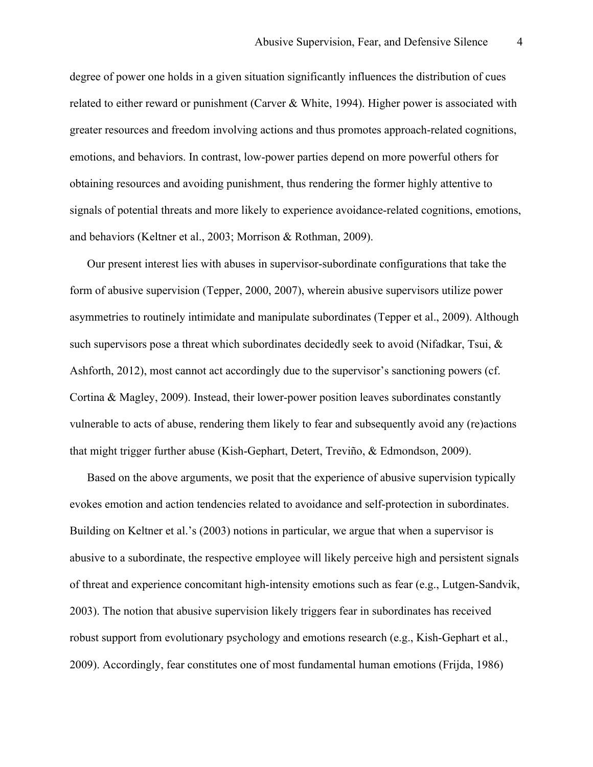degree of power one holds in a given situation significantly influences the distribution of cues related to either reward or punishment (Carver & White, 1994). Higher power is associated with greater resources and freedom involving actions and thus promotes approach-related cognitions, emotions, and behaviors. In contrast, low-power parties depend on more powerful others for obtaining resources and avoiding punishment, thus rendering the former highly attentive to signals of potential threats and more likely to experience avoidance-related cognitions, emotions, and behaviors (Keltner et al., 2003; Morrison & Rothman, 2009).

Our present interest lies with abuses in supervisor-subordinate configurations that take the form of abusive supervision (Tepper, 2000, 2007), wherein abusive supervisors utilize power asymmetries to routinely intimidate and manipulate subordinates (Tepper et al., 2009). Although such supervisors pose a threat which subordinates decidedly seek to avoid (Nifadkar, Tsui, & Ashforth, 2012), most cannot act accordingly due to the supervisor's sanctioning powers (cf. Cortina & Magley, 2009). Instead, their lower-power position leaves subordinates constantly vulnerable to acts of abuse, rendering them likely to fear and subsequently avoid any (re)actions that might trigger further abuse (Kish-Gephart, Detert, Treviño, & Edmondson, 2009).

Based on the above arguments, we posit that the experience of abusive supervision typically evokes emotion and action tendencies related to avoidance and self-protection in subordinates. Building on Keltner et al.'s (2003) notions in particular, we argue that when a supervisor is abusive to a subordinate, the respective employee will likely perceive high and persistent signals of threat and experience concomitant high-intensity emotions such as fear (e.g., Lutgen-Sandvik, 2003). The notion that abusive supervision likely triggers fear in subordinates has received robust support from evolutionary psychology and emotions research (e.g., Kish-Gephart et al., 2009). Accordingly, fear constitutes one of most fundamental human emotions (Frijda, 1986)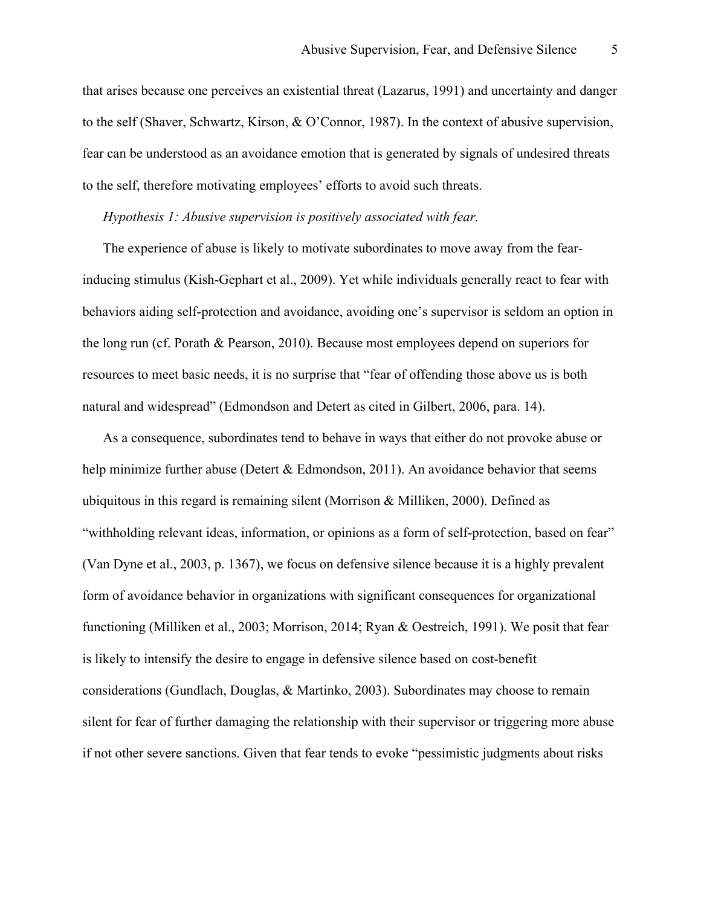that arises because one perceives an existential threat (Lazarus, 1991) and uncertainty and danger to the self (Shaver, Schwartz, Kirson, & O'Connor, 1987). In the context of abusive supervision, fear can be understood as an avoidance emotion that is generated by signals of undesired threats to the self, therefore motivating employees' efforts to avoid such threats.

*Hypothesis 1: Abusive supervision is positively associated with fear.*

The experience of abuse is likely to motivate subordinates to move away from the fear-inducing stimulus (Kish-Gephart et al., 2009). Yet while individuals generally react to fear with behaviors aiding self-protection and avoidance, avoiding one's supervisor is seldom an option in the long run (cf. Porath & Pearson, 2010). Because most employees depend on superiors for resources to meet basic needs, it is no surprise that "fear of offending those above us is both natural and widespread" (Edmondson and Detert as cited in Gilbert, 2006, para. 14).

As a consequence, subordinates tend to behave in ways that either do not provoke abuse or help minimize further abuse (Detert & Edmondson, 2011). An avoidance behavior that seems ubiquitous in this regard is remaining silent (Morrison & Milliken, 2000). Defined as "withholding relevant ideas, information, or opinions as a form of self-protection, based on fear" (Van Dyne et al., 2003, p. 1367), we focus on defensive silence because it is a highly prevalent form of avoidance behavior in organizations with significant consequences for organizational functioning (Milliken et al., 2003; Morrison, 2014; Ryan & Oestreich, 1991). We posit that fear is likely to intensify the desire to engage in defensive silence based on cost-benefit considerations (Gundlach, Douglas, & Martinko, 2003). Subordinates may choose to remain silent for fear of further damaging the relationship with their supervisor or triggering more abuse if not other severe sanctions. Given that fear tends to evoke "pessimistic judgments about risks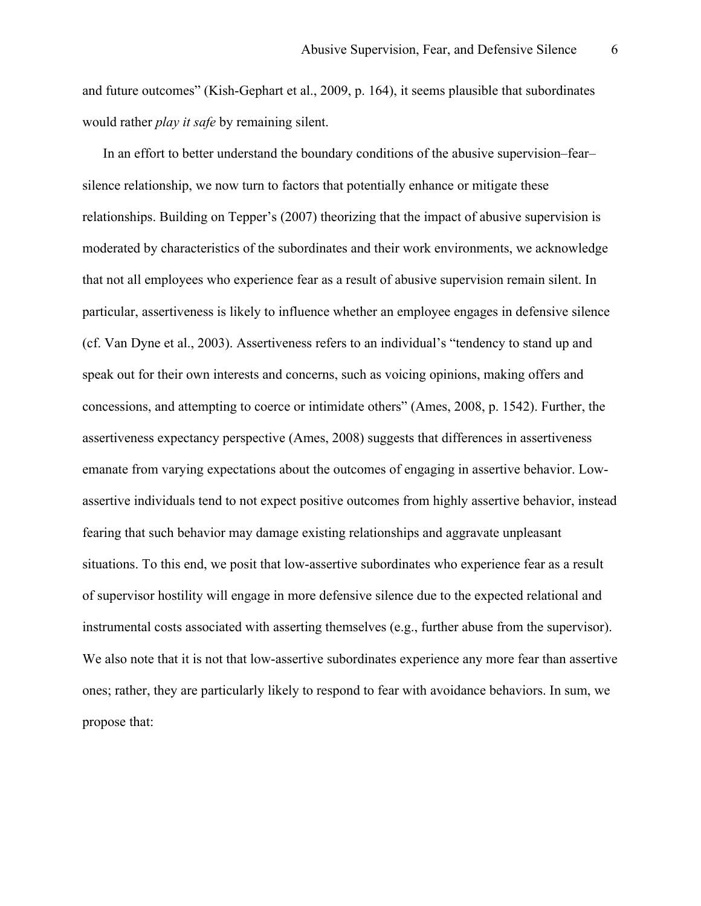and future outcomes" (Kish-Gephart et al., 2009, p. 164), it seems plausible that subordinates would rather *play it safe* by remaining silent.

In an effort to better understand the boundary conditions of the abusive supervision–fear–silence relationship, we now turn to factors that potentially enhance or mitigate these relationships. Building on Tepper's (2007) theorizing that the impact of abusive supervision is moderated by characteristics of the subordinates and their work environments, we acknowledge that not all employees who experience fear as a result of abusive supervision remain silent. In particular, assertiveness is likely to influence whether an employee engages in defensive silence (cf. Van Dyne et al., 2003). Assertiveness refers to an individual's "tendency to stand up and speak out for their own interests and concerns, such as voicing opinions, making offers and concessions, and attempting to coerce or intimidate others" (Ames, 2008, p. 1542). Further, the assertiveness expectancy perspective (Ames, 2008) suggests that differences in assertiveness emanate from varying expectations about the outcomes of engaging in assertive behavior. Low-assertive individuals tend to not expect positive outcomes from highly assertive behavior, instead fearing that such behavior may damage existing relationships and aggravate unpleasant situations. To this end, we posit that low-assertive subordinates who experience fear as a result of supervisor hostility will engage in more defensive silence due to the expected relational and instrumental costs associated with asserting themselves (e.g., further abuse from the supervisor). We also note that it is not that low-assertive subordinates experience any more fear than assertive ones; rather, they are particularly likely to respond to fear with avoidance behaviors. In sum, we propose that: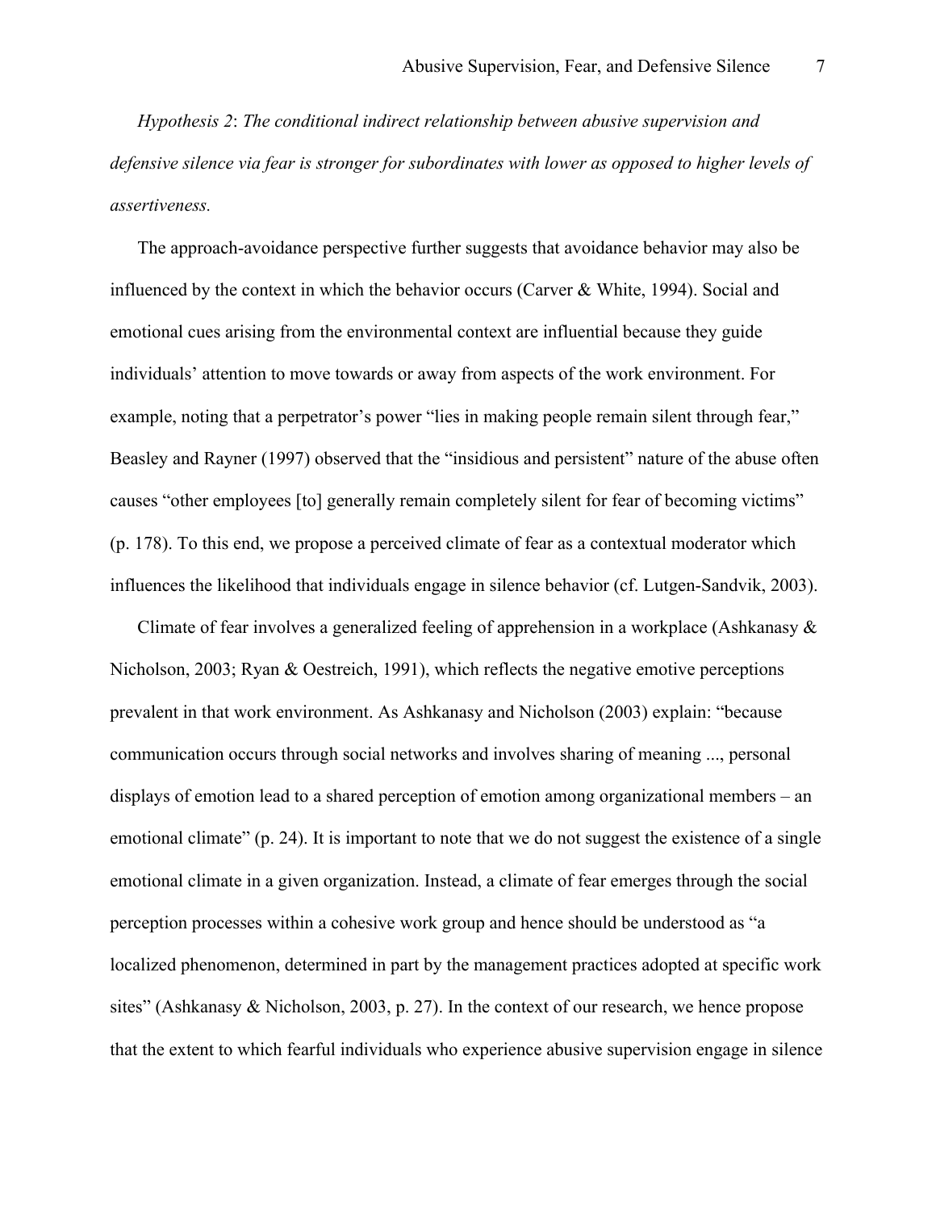*Hypothesis 2*: *The conditional indirect relationship between abusive supervision and defensive silence via fear is stronger for subordinates with lower as opposed to higher levels of assertiveness.*

The approach-avoidance perspective further suggests that avoidance behavior may also be influenced by the context in which the behavior occurs (Carver & White, 1994). Social and emotional cues arising from the environmental context are influential because they guide individuals' attention to move towards or away from aspects of the work environment. For example, noting that a perpetrator's power "lies in making people remain silent through fear," Beasley and Rayner (1997) observed that the "insidious and persistent" nature of the abuse often causes "other employees [to] generally remain completely silent for fear of becoming victims" (p. 178). To this end, we propose a perceived climate of fear as a contextual moderator which influences the likelihood that individuals engage in silence behavior (cf. Lutgen-Sandvik, 2003).

Climate of fear involves a generalized feeling of apprehension in a workplace (Ashkanasy & Nicholson, 2003; Ryan & Oestreich, 1991), which reflects the negative emotive perceptions prevalent in that work environment. As Ashkanasy and Nicholson (2003) explain: "because communication occurs through social networks and involves sharing of meaning ..., personal displays of emotion lead to a shared perception of emotion among organizational members – an emotional climate" (p. 24). It is important to note that we do not suggest the existence of a single emotional climate in a given organization. Instead, a climate of fear emerges through the social perception processes within a cohesive work group and hence should be understood as "a localized phenomenon, determined in part by the management practices adopted at specific work sites" (Ashkanasy & Nicholson, 2003, p. 27). In the context of our research, we hence propose that the extent to which fearful individuals who experience abusive supervision engage in silence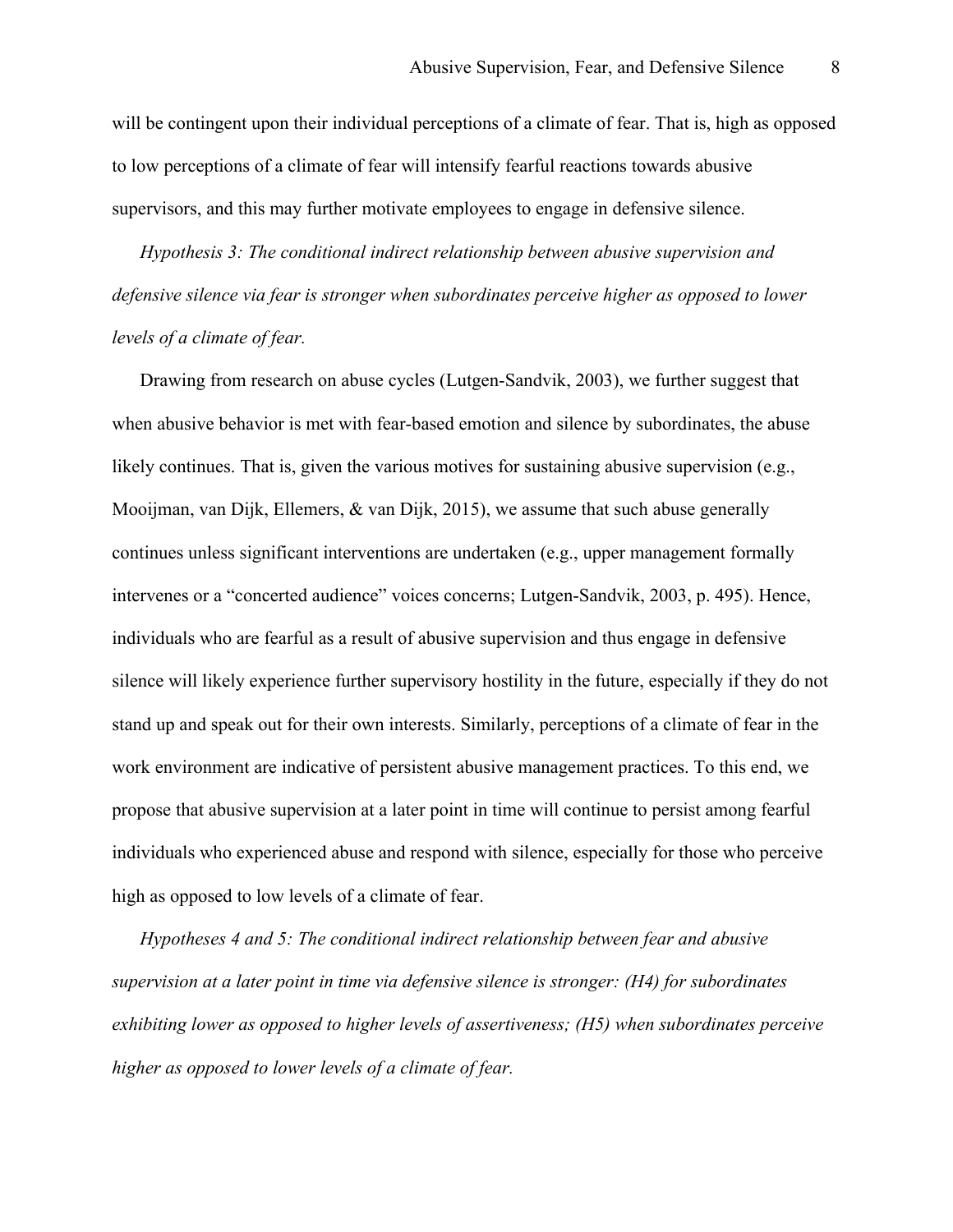will be contingent upon their individual perceptions of a climate of fear. That is, high as opposed to low perceptions of a climate of fear will intensify fearful reactions towards abusive supervisors, and this may further motivate employees to engage in defensive silence.

*Hypothesis 3: The conditional indirect relationship between abusive supervision and defensive silence via fear is stronger when subordinates perceive higher as opposed to lower levels of a climate of fear.*

Drawing from research on abuse cycles (Lutgen-Sandvik, 2003), we further suggest that when abusive behavior is met with fear-based emotion and silence by subordinates, the abuse likely continues. That is, given the various motives for sustaining abusive supervision (e.g., Mooijman, van Dijk, Ellemers, & van Dijk, 2015), we assume that such abuse generally continues unless significant interventions are undertaken (e.g., upper management formally intervenes or a "concerted audience" voices concerns; Lutgen-Sandvik, 2003, p. 495). Hence, individuals who are fearful as a result of abusive supervision and thus engage in defensive silence will likely experience further supervisory hostility in the future, especially if they do not stand up and speak out for their own interests. Similarly, perceptions of a climate of fear in the work environment are indicative of persistent abusive management practices. To this end, we propose that abusive supervision at a later point in time will continue to persist among fearful individuals who experienced abuse and respond with silence, especially for those who perceive high as opposed to low levels of a climate of fear.

*Hypotheses 4 and 5: The conditional indirect relationship between fear and abusive supervision at a later point in time via defensive silence is stronger: (H4) for subordinates exhibiting lower as opposed to higher levels of assertiveness; (H5) when subordinates perceive higher as opposed to lower levels of a climate of fear.*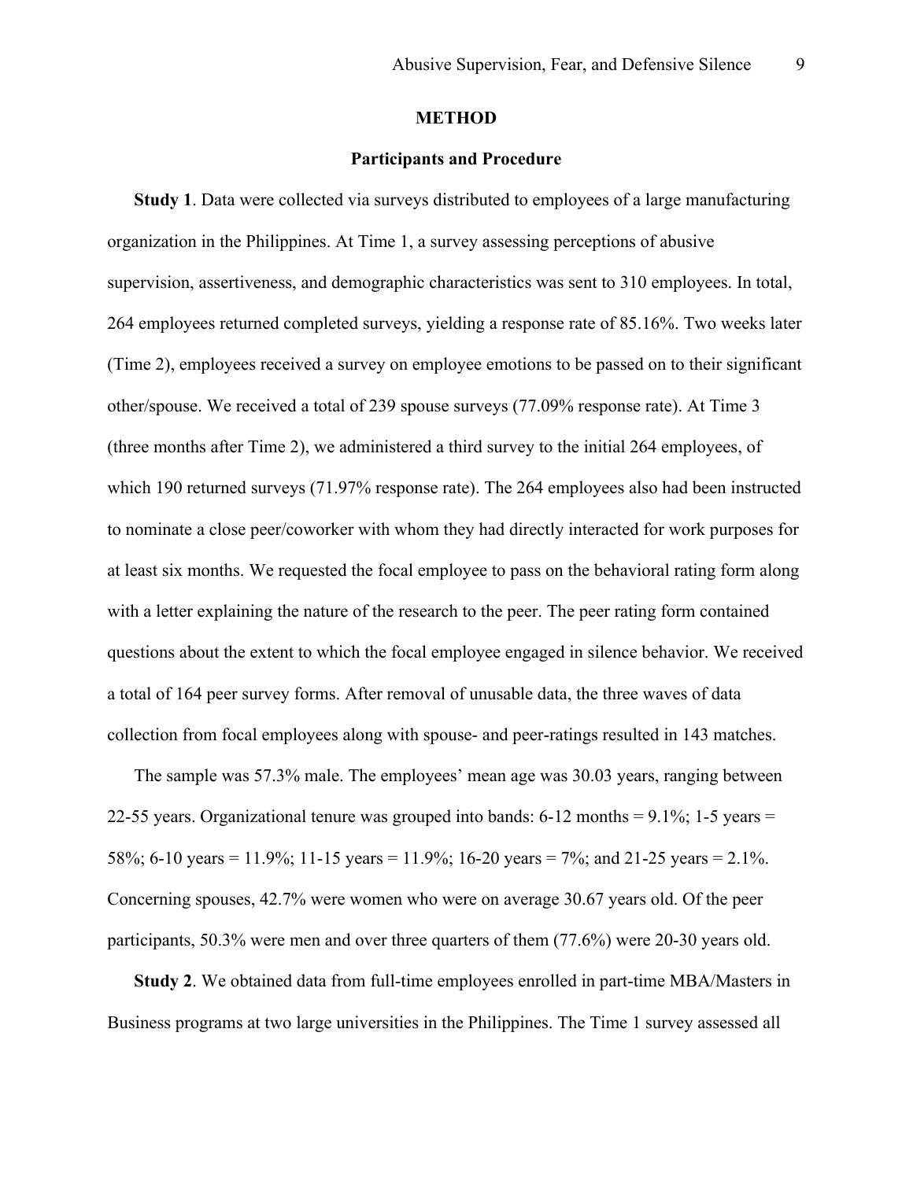# METHOD

## Participants and Procedure

**Study 1**. Data were collected via surveys distributed to employees of a large manufacturing organization in the Philippines. At Time 1, a survey assessing perceptions of abusive supervision, assertiveness, and demographic characteristics was sent to 310 employees. In total, 264 employees returned completed surveys, yielding a response rate of 85.16%. Two weeks later (Time 2), employees received a survey on employee emotions to be passed on to their significant other/spouse. We received a total of 239 spouse surveys (77.09% response rate). At Time 3 (three months after Time 2), we administered a third survey to the initial 264 employees, of which 190 returned surveys (71.97% response rate). The 264 employees also had been instructed to nominate a close peer/coworker with whom they had directly interacted for work purposes for at least six months. We requested the focal employee to pass on the behavioral rating form along with a letter explaining the nature of the research to the peer. The peer rating form contained questions about the extent to which the focal employee engaged in silence behavior. We received a total of 164 peer survey forms. After removal of unusable data, the three waves of data collection from focal employees along with spouse- and peer-ratings resulted in 143 matches.

The sample was 57.3% male. The employees' mean age was 30.03 years, ranging between 22-55 years. Organizational tenure was grouped into bands: 6-12 months = 9.1%; 1-5 years = 58%; 6-10 years = 11.9%; 11-15 years = 11.9%; 16-20 years = 7%; and 21-25 years = 2.1%. Concerning spouses, 42.7% were women who were on average 30.67 years old. Of the peer participants, 50.3% were men and over three quarters of them (77.6%) were 20-30 years old.

**Study 2**. We obtained data from full-time employees enrolled in part-time MBA/Masters in Business programs at two large universities in the Philippines. The Time 1 survey assessed all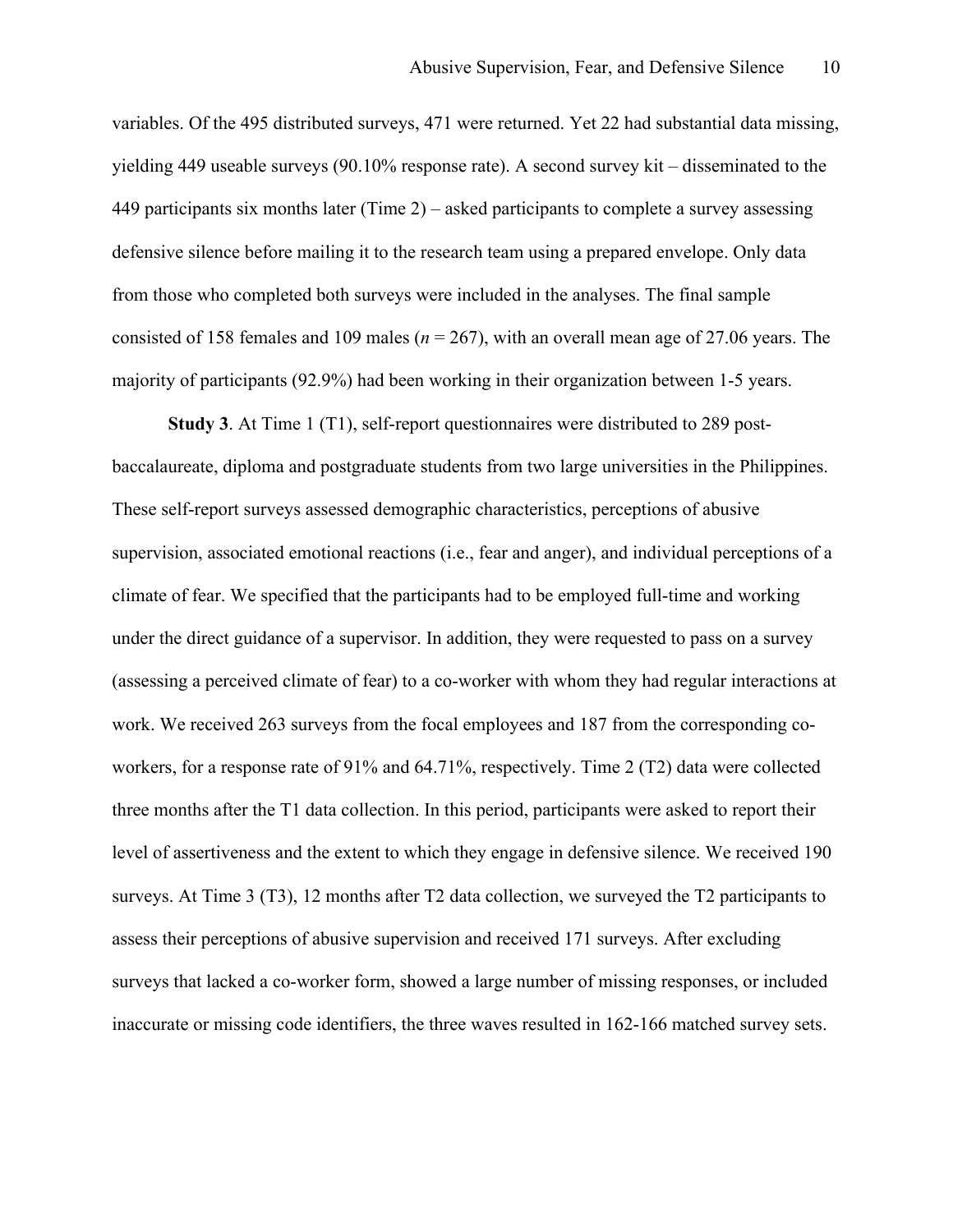variables. Of the 495 distributed surveys, 471 were returned. Yet 22 had substantial data missing, yielding 449 useable surveys (90.10% response rate). A second survey kit – disseminated to the 449 participants six months later (Time 2) – asked participants to complete a survey assessing defensive silence before mailing it to the research team using a prepared envelope. Only data from those who completed both surveys were included in the analyses. The final sample consisted of 158 females and 109 males ($n$ = 267), with an overall mean age of 27.06 years. The majority of participants (92.9%) had been working in their organization between 1-5 years.

**Study 3**. At Time 1 (T1), self-report questionnaires were distributed to 289 post-baccalaureate, diploma and postgraduate students from two large universities in the Philippines. These self-report surveys assessed demographic characteristics, perceptions of abusive supervision, associated emotional reactions (i.e., fear and anger), and individual perceptions of a climate of fear. We specified that the participants had to be employed full-time and working under the direct guidance of a supervisor. In addition, they were requested to pass on a survey (assessing a perceived climate of fear) to a co-worker with whom they had regular interactions at work. We received 263 surveys from the focal employees and 187 from the corresponding co-workers, for a response rate of 91% and 64.71%, respectively. Time 2 (T2) data were collected three months after the T1 data collection. In this period, participants were asked to report their level of assertiveness and the extent to which they engage in defensive silence. We received 190 surveys. At Time 3 (T3), 12 months after T2 data collection, we surveyed the T2 participants to assess their perceptions of abusive supervision and received 171 surveys. After excluding surveys that lacked a co-worker form, showed a large number of missing responses, or included inaccurate or missing code identifiers, the three waves resulted in 162-166 matched survey sets.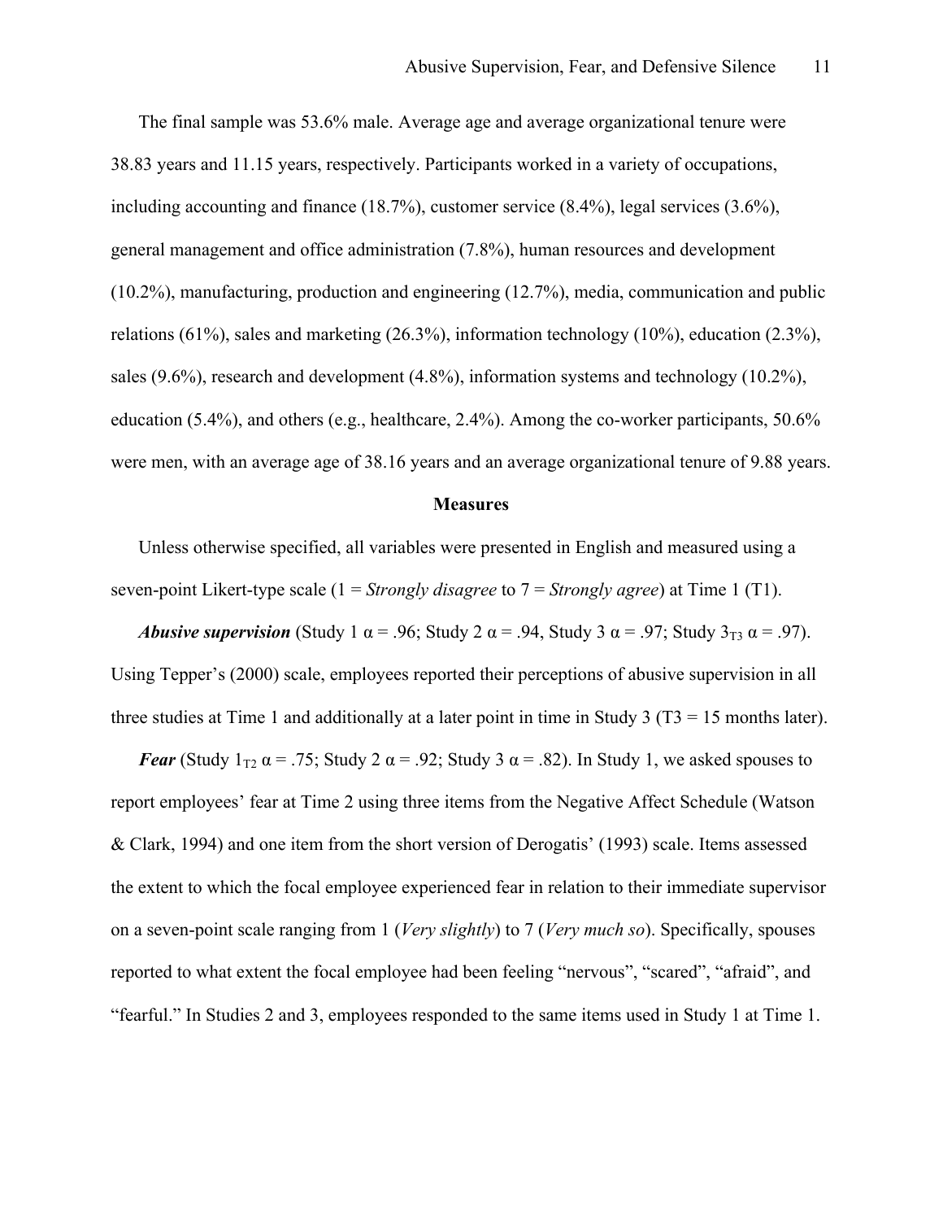The final sample was 53.6% male. Average age and average organizational tenure were 38.83 years and 11.15 years, respectively. Participants worked in a variety of occupations, including accounting and finance (18.7%), customer service (8.4%), legal services (3.6%), general management and office administration (7.8%), human resources and development (10.2%), manufacturing, production and engineering (12.7%), media, communication and public relations (61%), sales and marketing (26.3%), information technology (10%), education (2.3%), sales (9.6%), research and development (4.8%), information systems and technology (10.2%), education (5.4%), and others (e.g., healthcare, 2.4%). Among the co-worker participants, 50.6% were men, with an average age of 38.16 years and an average organizational tenure of 9.88 years.

## Measures

Unless otherwise specified, all variables were presented in English and measured using a seven-point Likert-type scale (1 = *Strongly disagree* to 7 = *Strongly agree*) at Time 1 (T1).

***Abusive supervision*** (Study 1 $\alpha = .96$; Study 2 $\alpha = .94$, Study 3 $\alpha = .97$; Study $3_{T3}$ $\alpha = .97$). Using Tepper's (2000) scale, employees reported their perceptions of abusive supervision in all three studies at Time 1 and additionally at a later point in time in Study 3 (T3 = 15 months later).

***Fear*** (Study $1_{T2}$ $\alpha = .75$; Study 2 $\alpha = .92$; Study 3 $\alpha = .82$). In Study 1, we asked spouses to report employees' fear at Time 2 using three items from the Negative Affect Schedule (Watson & Clark, 1994) and one item from the short version of Derogatis' (1993) scale. Items assessed the extent to which the focal employee experienced fear in relation to their immediate supervisor on a seven-point scale ranging from 1 (*Very slightly*) to 7 (*Very much so*). Specifically, spouses reported to what extent the focal employee had been feeling "nervous", "scared", "afraid", and "fearful." In Studies 2 and 3, employees responded to the same items used in Study 1 at Time 1.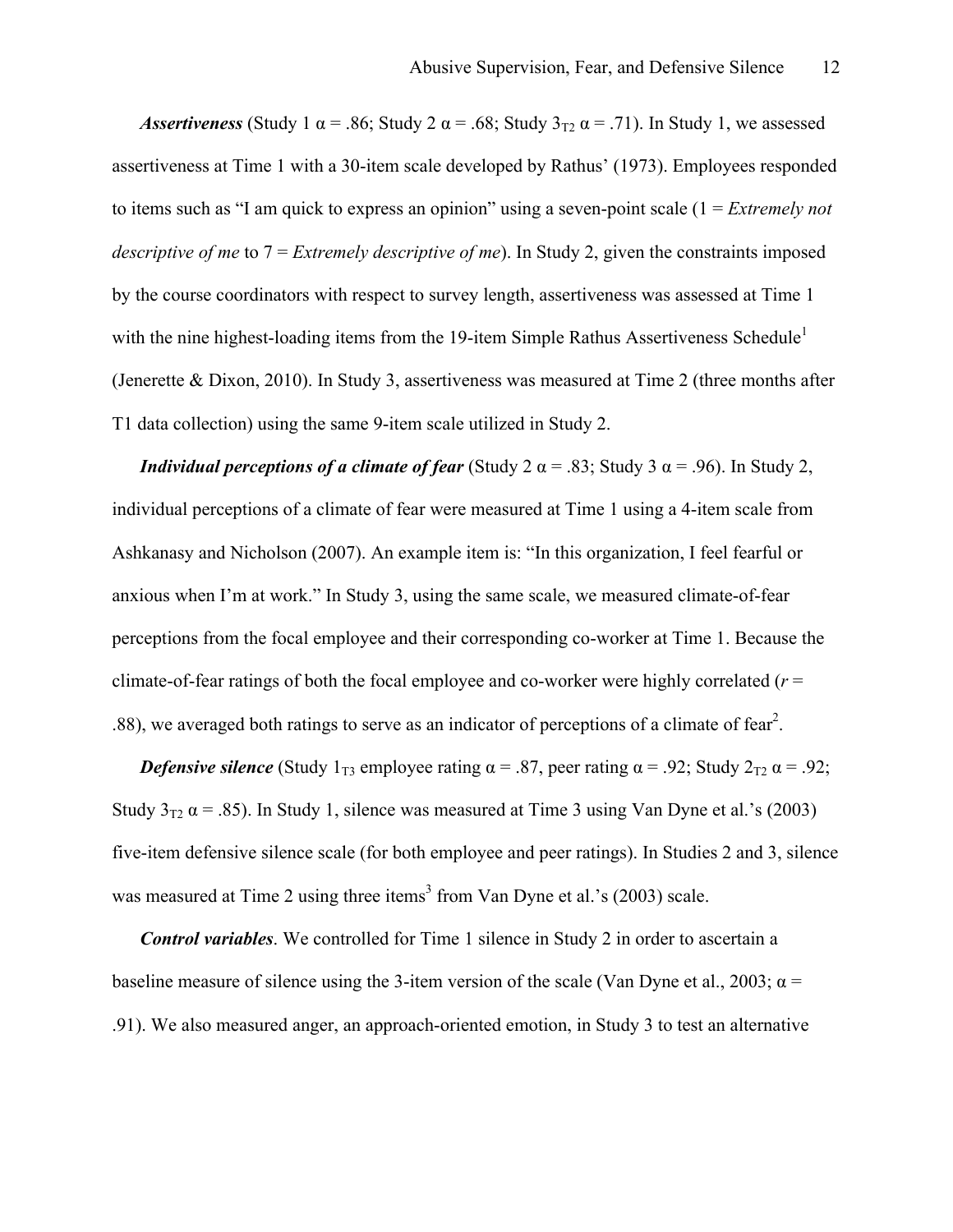***Assertiveness*** (Study 1 α = .86; Study 2 α = .68; Study $3_{T2}$ α = .71). In Study 1, we assessed assertiveness at Time 1 with a 30-item scale developed by Rathus' (1973). Employees responded to items such as "I am quick to express an opinion" using a seven-point scale (1 = *Extremely not descriptive of me* to 7 = *Extremely descriptive of me*). In Study 2, given the constraints imposed by the course coordinators with respect to survey length, assertiveness was assessed at Time 1 with the nine highest-loading items from the 19-item Simple Rathus Assertiveness Schedule[1] (Jenerette & Dixon, 2010). In Study 3, assertiveness was measured at Time 2 (three months after T1 data collection) using the same 9-item scale utilized in Study 2.

***Individual perceptions of a climate of fear*** (Study 2 α = .83; Study 3 α = .96). In Study 2, individual perceptions of a climate of fear were measured at Time 1 using a 4-item scale from Ashkanasy and Nicholson (2007). An example item is: "In this organization, I feel fearful or anxious when I'm at work." In Study 3, using the same scale, we measured climate-of-fear perceptions from the focal employee and their corresponding co-worker at Time 1. Because the climate-of-fear ratings of both the focal employee and co-worker were highly correlated ($r$ = .88), we averaged both ratings to serve as an indicator of perceptions of a climate of fear[2].

***Defensive silence*** (Study $1_{T3}$ employee rating α = .87, peer rating α = .92; Study $2_{T2}$ α = .92; Study $3_{T2}$ α = .85). In Study 1, silence was measured at Time 3 using Van Dyne et al.'s (2003) five-item defensive silence scale (for both employee and peer ratings). In Studies 2 and 3, silence was measured at Time 2 using three items[3] from Van Dyne et al.'s (2003) scale.

***Control variables***. We controlled for Time 1 silence in Study 2 in order to ascertain a baseline measure of silence using the 3-item version of the scale (Van Dyne et al., 2003; α = .91). We also measured anger, an approach-oriented emotion, in Study 3 to test an alternative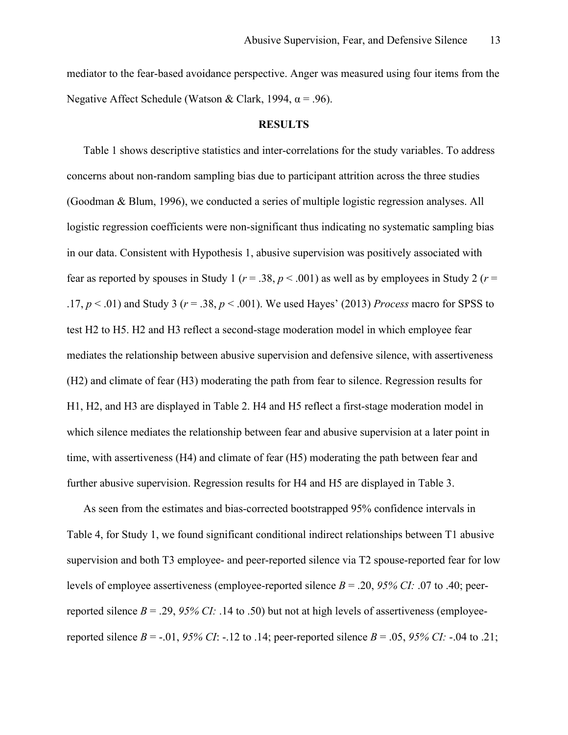mediator to the fear-based avoidance perspective. Anger was measured using four items from the Negative Affect Schedule (Watson & Clark, 1994, α = .96).

## RESULTS

Table 1 shows descriptive statistics and inter-correlations for the study variables. To address concerns about non-random sampling bias due to participant attrition across the three studies (Goodman & Blum, 1996), we conducted a series of multiple logistic regression analyses. All logistic regression coefficients were non-significant thus indicating no systematic sampling bias in our data. Consistent with Hypothesis 1, abusive supervision was positively associated with fear as reported by spouses in Study 1 ($r = .38$, $p < .001$) as well as by employees in Study 2 ($r = .17$, $p < .01$) and Study 3 ($r = .38$, $p < .001$). We used Hayes' (2013) *Process* macro for SPSS to test H2 to H5. H2 and H3 reflect a second-stage moderation model in which employee fear mediates the relationship between abusive supervision and defensive silence, with assertiveness (H2) and climate of fear (H3) moderating the path from fear to silence. Regression results for H1, H2, and H3 are displayed in Table 2. H4 and H5 reflect a first-stage moderation model in which silence mediates the relationship between fear and abusive supervision at a later point in time, with assertiveness (H4) and climate of fear (H5) moderating the path between fear and further abusive supervision. Regression results for H4 and H5 are displayed in Table 3.

As seen from the estimates and bias-corrected bootstrapped 95% confidence intervals in Table 4, for Study 1, we found significant conditional indirect relationships between T1 abusive supervision and both T3 employee- and peer-reported silence via T2 spouse-reported fear for low levels of employee assertiveness (employee-reported silence $B = .20$, *95% CI:* .07 to .40; peer-reported silence $B = .29$, *95% CI:* .14 to .50) but not at high levels of assertiveness (employee-reported silence $B = -.01$, *95% CI*: -.12 to .14; peer-reported silence $B = .05$, *95% CI:* -.04 to .21;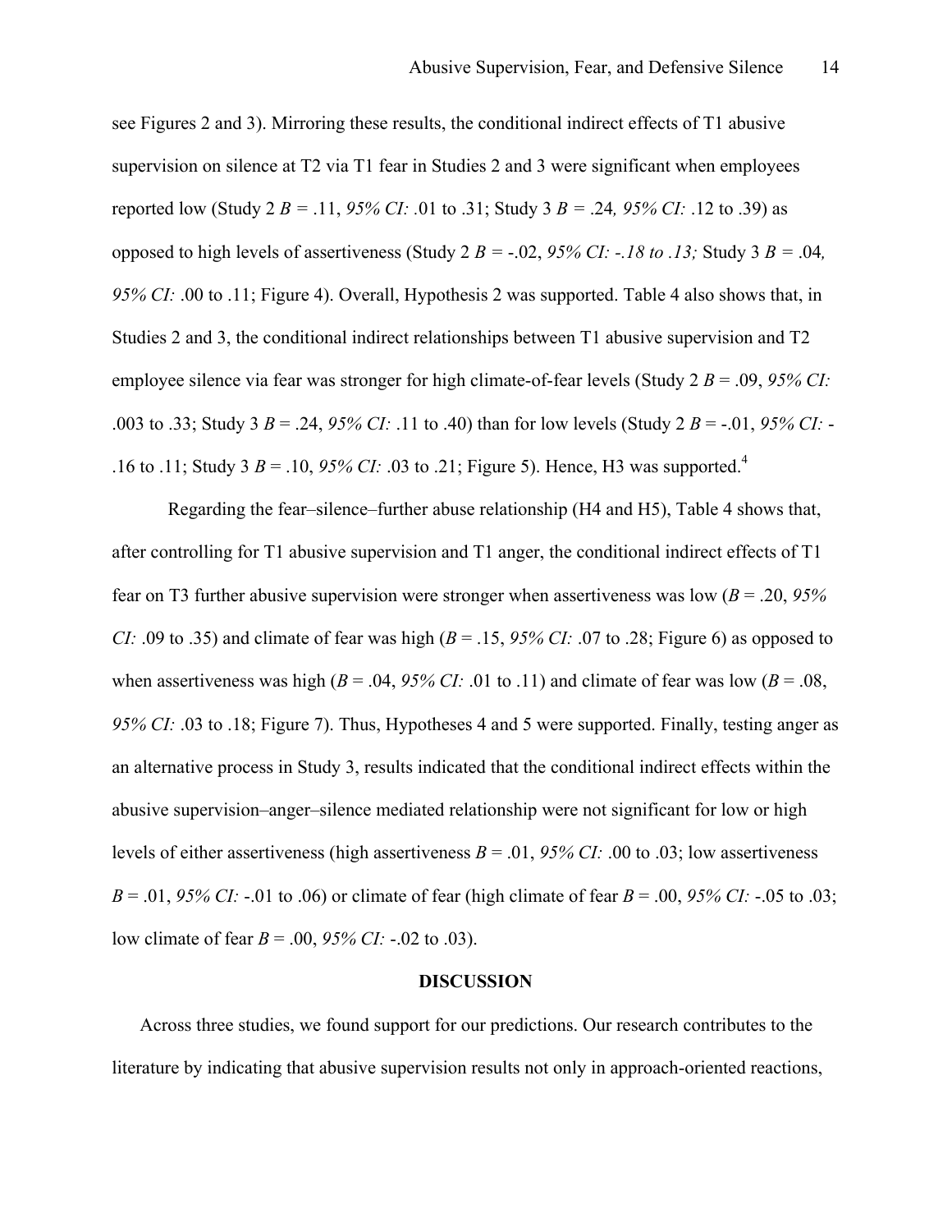see Figures 2 and 3). Mirroring these results, the conditional indirect effects of T1 abusive supervision on silence at T2 via T1 fear in Studies 2 and 3 were significant when employees reported low (Study 2 $B$ = .11, *95% CI:* .01 to .31; Study 3 $B$ = .24*, 95% CI:* .12 to .39) as opposed to high levels of assertiveness (Study 2 $B$ = -.02, *95% CI: -.18 to .13;* Study 3 $B$ = .04*, 95% CI:* .00 to .11; Figure 4). Overall, Hypothesis 2 was supported. Table 4 also shows that, in Studies 2 and 3, the conditional indirect relationships between T1 abusive supervision and T2 employee silence via fear was stronger for high climate-of-fear levels (Study 2 $B$ = .09, *95% CI:* .003 to .33; Study 3 $B$ = .24, *95% CI:* .11 to .40) than for low levels (Study 2 $B$ = -.01, *95% CI:* -.16 to .11; Study 3 $B$ = .10, *95% CI:* .03 to .21; Figure 5). Hence, H3 was supported.[4]

Regarding the fear–silence–further abuse relationship (H4 and H5), Table 4 shows that, after controlling for T1 abusive supervision and T1 anger, the conditional indirect effects of T1 fear on T3 further abusive supervision were stronger when assertiveness was low ($B$ = .20, *95% CI:* .09 to .35) and climate of fear was high ($B$ = .15, *95% CI:* .07 to .28; Figure 6) as opposed to when assertiveness was high ($B$ = .04, *95% CI:* .01 to .11) and climate of fear was low ($B$ = .08, *95% CI:* .03 to .18; Figure 7). Thus, Hypotheses 4 and 5 were supported. Finally, testing anger as an alternative process in Study 3, results indicated that the conditional indirect effects within the abusive supervision–anger–silence mediated relationship were not significant for low or high levels of either assertiveness (high assertiveness $B$ = .01, *95% CI:* .00 to .03; low assertiveness $B$ = .01, *95% CI:* -.01 to .06) or climate of fear (high climate of fear $B$ = .00, *95% CI:* -.05 to .03; low climate of fear $B$ = .00, *95% CI:* -.02 to .03).

## DISCUSSION

Across three studies, we found support for our predictions. Our research contributes to the literature by indicating that abusive supervision results not only in approach-oriented reactions,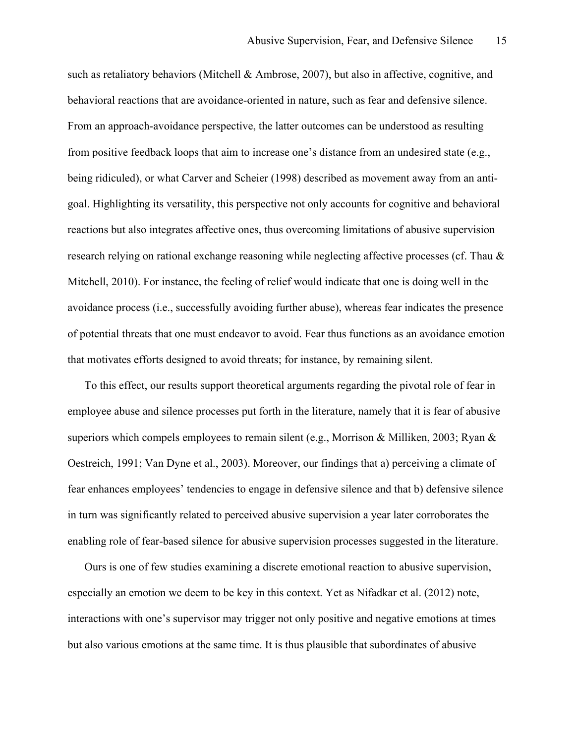such as retaliatory behaviors (Mitchell & Ambrose, 2007), but also in affective, cognitive, and behavioral reactions that are avoidance-oriented in nature, such as fear and defensive silence. From an approach-avoidance perspective, the latter outcomes can be understood as resulting from positive feedback loops that aim to increase one's distance from an undesired state (e.g., being ridiculed), or what Carver and Scheier (1998) described as movement away from an anti-goal. Highlighting its versatility, this perspective not only accounts for cognitive and behavioral reactions but also integrates affective ones, thus overcoming limitations of abusive supervision research relying on rational exchange reasoning while neglecting affective processes (cf. Thau & Mitchell, 2010). For instance, the feeling of relief would indicate that one is doing well in the avoidance process (i.e., successfully avoiding further abuse), whereas fear indicates the presence of potential threats that one must endeavor to avoid. Fear thus functions as an avoidance emotion that motivates efforts designed to avoid threats; for instance, by remaining silent.

To this effect, our results support theoretical arguments regarding the pivotal role of fear in employee abuse and silence processes put forth in the literature, namely that it is fear of abusive superiors which compels employees to remain silent (e.g., Morrison & Milliken, 2003; Ryan & Oestreich, 1991; Van Dyne et al., 2003). Moreover, our findings that a) perceiving a climate of fear enhances employees' tendencies to engage in defensive silence and that b) defensive silence in turn was significantly related to perceived abusive supervision a year later corroborates the enabling role of fear-based silence for abusive supervision processes suggested in the literature.

Ours is one of few studies examining a discrete emotional reaction to abusive supervision, especially an emotion we deem to be key in this context. Yet as Nifadkar et al. (2012) note, interactions with one's supervisor may trigger not only positive and negative emotions at times but also various emotions at the same time. It is thus plausible that subordinates of abusive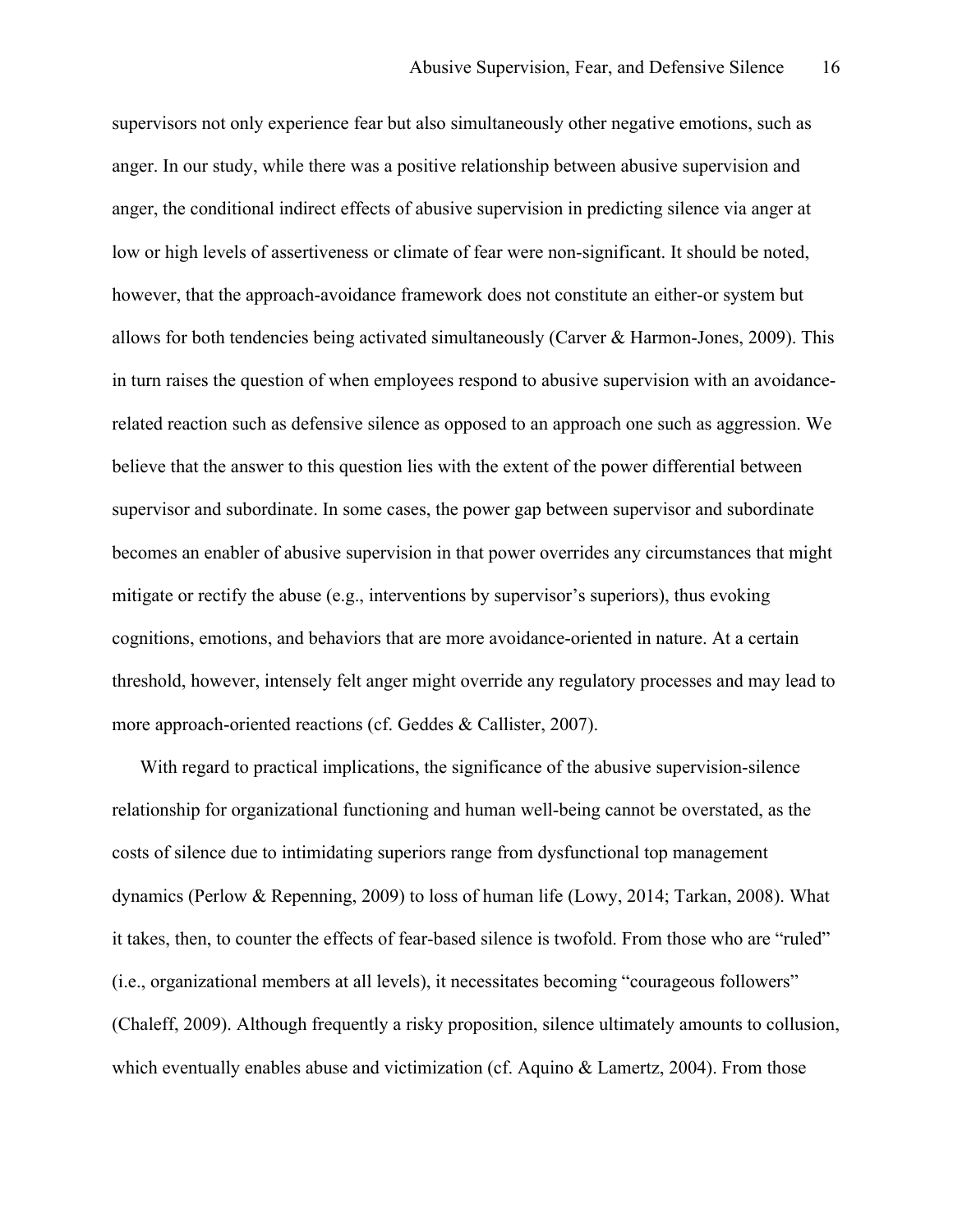supervisors not only experience fear but also simultaneously other negative emotions, such as anger. In our study, while there was a positive relationship between abusive supervision and anger, the conditional indirect effects of abusive supervision in predicting silence via anger at low or high levels of assertiveness or climate of fear were non-significant. It should be noted, however, that the approach-avoidance framework does not constitute an either-or system but allows for both tendencies being activated simultaneously (Carver & Harmon-Jones, 2009). This in turn raises the question of when employees respond to abusive supervision with an avoidance-related reaction such as defensive silence as opposed to an approach one such as aggression. We believe that the answer to this question lies with the extent of the power differential between supervisor and subordinate. In some cases, the power gap between supervisor and subordinate becomes an enabler of abusive supervision in that power overrides any circumstances that might mitigate or rectify the abuse (e.g., interventions by supervisor's superiors), thus evoking cognitions, emotions, and behaviors that are more avoidance-oriented in nature. At a certain threshold, however, intensely felt anger might override any regulatory processes and may lead to more approach-oriented reactions (cf. Geddes & Callister, 2007).

With regard to practical implications, the significance of the abusive supervision-silence relationship for organizational functioning and human well-being cannot be overstated, as the costs of silence due to intimidating superiors range from dysfunctional top management dynamics (Perlow & Repenning, 2009) to loss of human life (Lowy, 2014; Tarkan, 2008). What it takes, then, to counter the effects of fear-based silence is twofold. From those who are "ruled" (i.e., organizational members at all levels), it necessitates becoming "courageous followers" (Chaleff, 2009). Although frequently a risky proposition, silence ultimately amounts to collusion, which eventually enables abuse and victimization (cf. Aquino & Lamertz, 2004). From those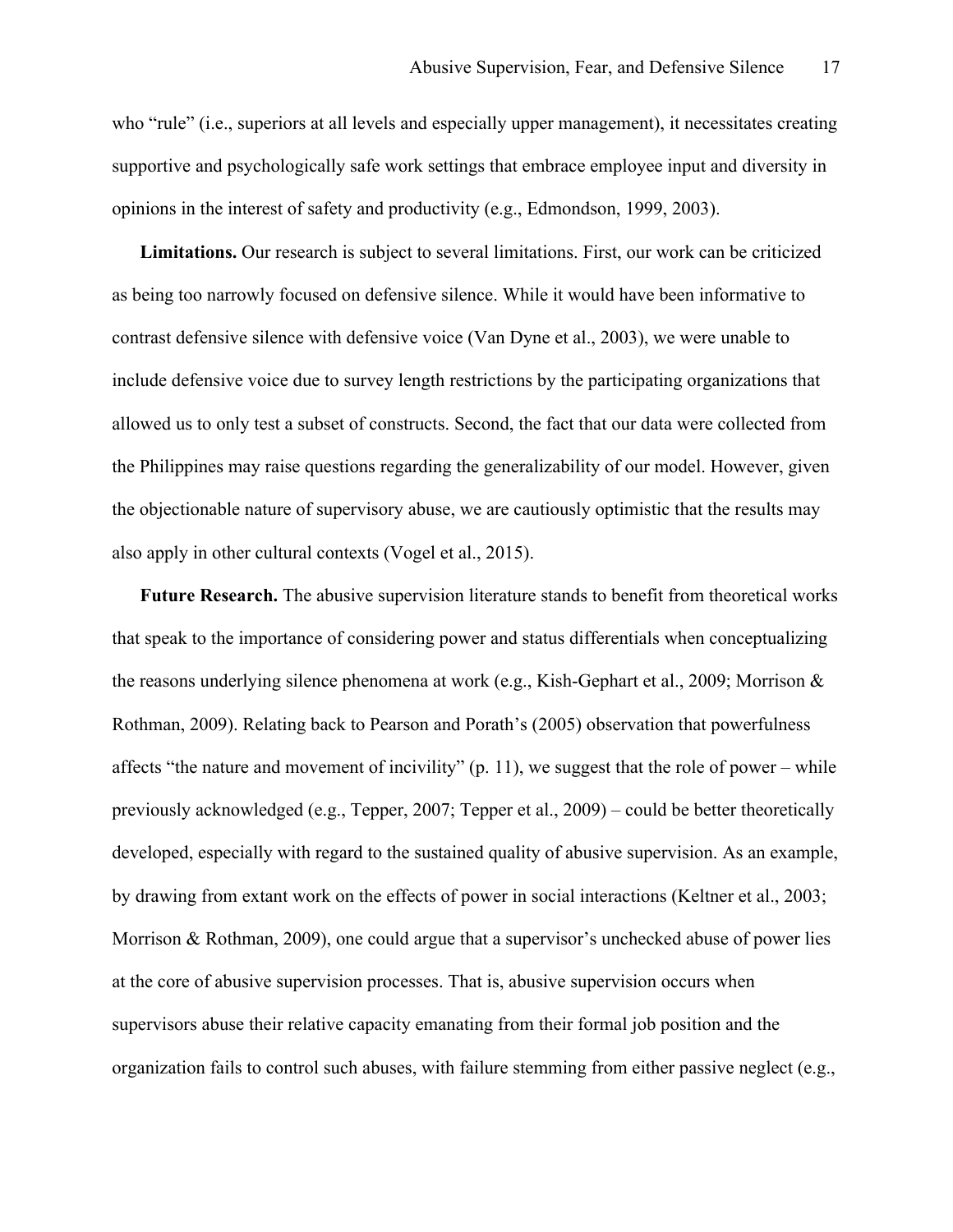who "rule" (i.e., superiors at all levels and especially upper management), it necessitates creating supportive and psychologically safe work settings that embrace employee input and diversity in opinions in the interest of safety and productivity (e.g., Edmondson, 1999, 2003).

**Limitations.** Our research is subject to several limitations. First, our work can be criticized as being too narrowly focused on defensive silence. While it would have been informative to contrast defensive silence with defensive voice (Van Dyne et al., 2003), we were unable to include defensive voice due to survey length restrictions by the participating organizations that allowed us to only test a subset of constructs. Second, the fact that our data were collected from the Philippines may raise questions regarding the generalizability of our model. However, given the objectionable nature of supervisory abuse, we are cautiously optimistic that the results may also apply in other cultural contexts (Vogel et al., 2015).

**Future Research.** The abusive supervision literature stands to benefit from theoretical works that speak to the importance of considering power and status differentials when conceptualizing the reasons underlying silence phenomena at work (e.g., Kish-Gephart et al., 2009; Morrison & Rothman, 2009). Relating back to Pearson and Porath's (2005) observation that powerfulness affects "the nature and movement of incivility" (p. 11), we suggest that the role of power – while previously acknowledged (e.g., Tepper, 2007; Tepper et al., 2009) – could be better theoretically developed, especially with regard to the sustained quality of abusive supervision. As an example, by drawing from extant work on the effects of power in social interactions (Keltner et al., 2003; Morrison & Rothman, 2009), one could argue that a supervisor's unchecked abuse of power lies at the core of abusive supervision processes. That is, abusive supervision occurs when supervisors abuse their relative capacity emanating from their formal job position and the organization fails to control such abuses, with failure stemming from either passive neglect (e.g.,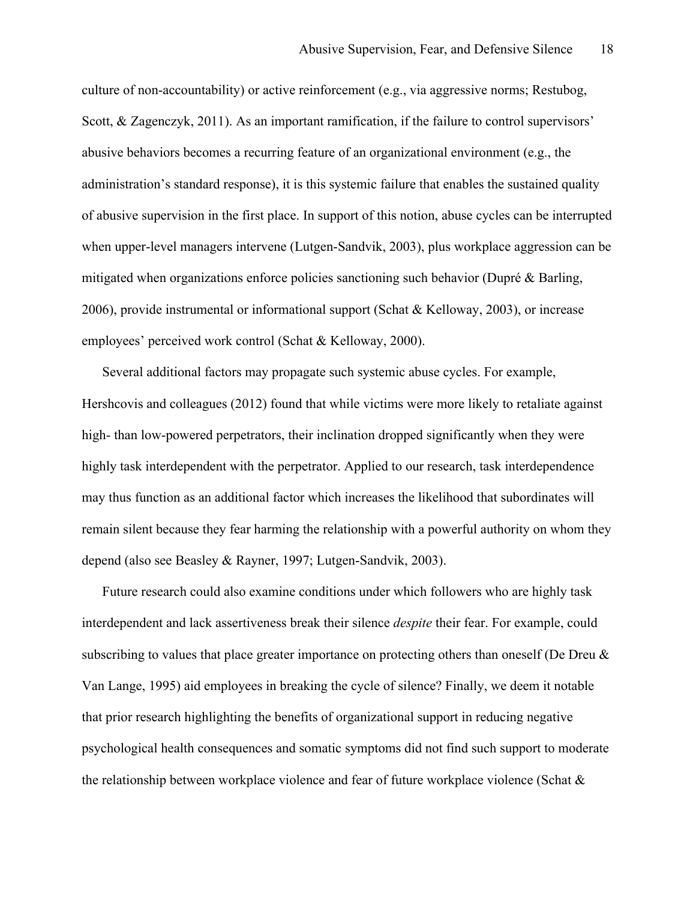culture of non-accountability) or active reinforcement (e.g., via aggressive norms; Restubog, Scott, & Zagenczyk, 2011). As an important ramification, if the failure to control supervisors' abusive behaviors becomes a recurring feature of an organizational environment (e.g., the administration's standard response), it is this systemic failure that enables the sustained quality of abusive supervision in the first place. In support of this notion, abuse cycles can be interrupted when upper-level managers intervene (Lutgen-Sandvik, 2003), plus workplace aggression can be mitigated when organizations enforce policies sanctioning such behavior (Dupré & Barling, 2006), provide instrumental or informational support (Schat & Kelloway, 2003), or increase employees' perceived work control (Schat & Kelloway, 2000).

Several additional factors may propagate such systemic abuse cycles. For example, Hershcovis and colleagues (2012) found that while victims were more likely to retaliate against high- than low-powered perpetrators, their inclination dropped significantly when they were highly task interdependent with the perpetrator. Applied to our research, task interdependence may thus function as an additional factor which increases the likelihood that subordinates will remain silent because they fear harming the relationship with a powerful authority on whom they depend (also see Beasley & Rayner, 1997; Lutgen-Sandvik, 2003).

Future research could also examine conditions under which followers who are highly task interdependent and lack assertiveness break their silence *despite* their fear. For example, could subscribing to values that place greater importance on protecting others than oneself (De Dreu & Van Lange, 1995) aid employees in breaking the cycle of silence? Finally, we deem it notable that prior research highlighting the benefits of organizational support in reducing negative psychological health consequences and somatic symptoms did not find such support to moderate the relationship between workplace violence and fear of future workplace violence (Schat &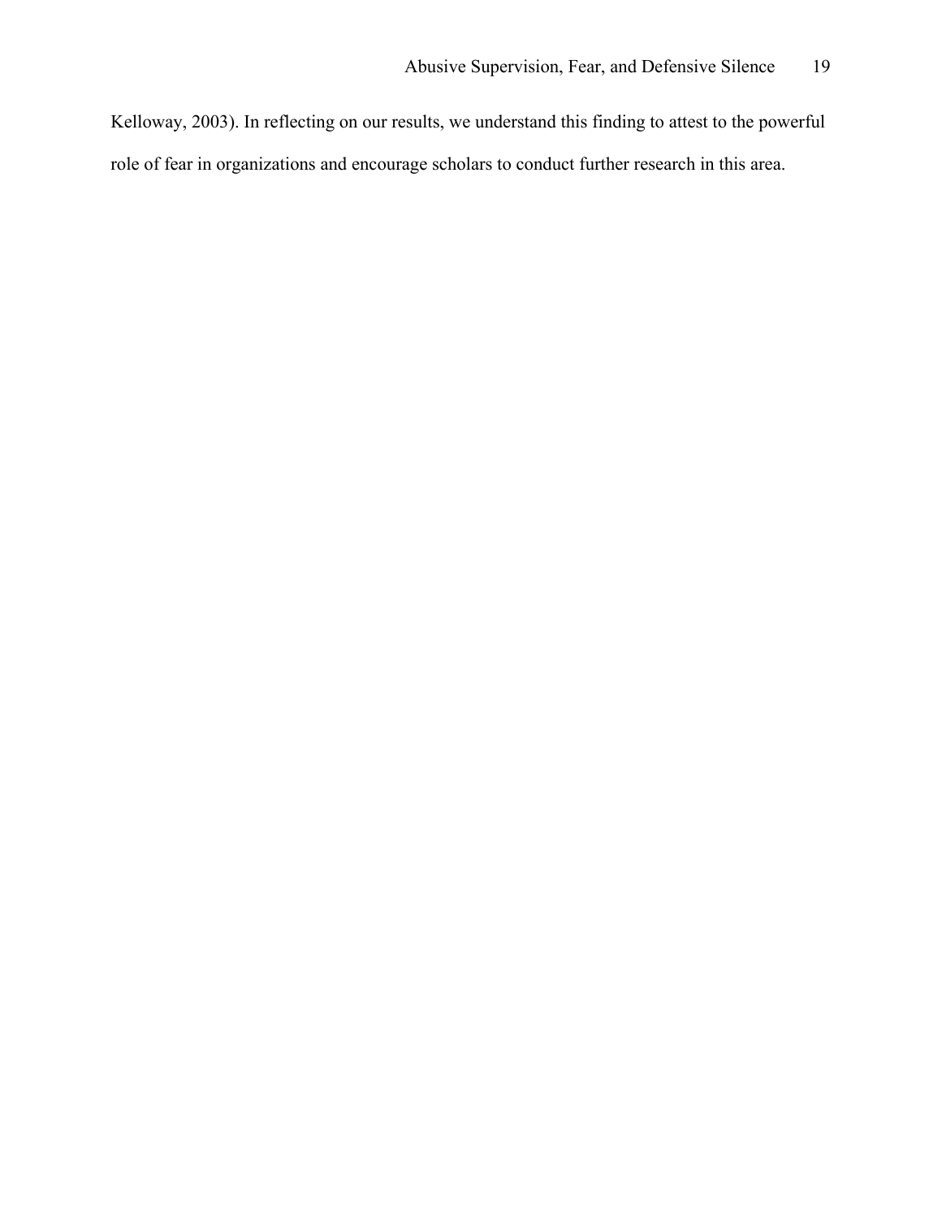Kelloway, 2003). In reflecting on our results, we understand this finding to attest to the powerful role of fear in organizations and encourage scholars to conduct further research in this area.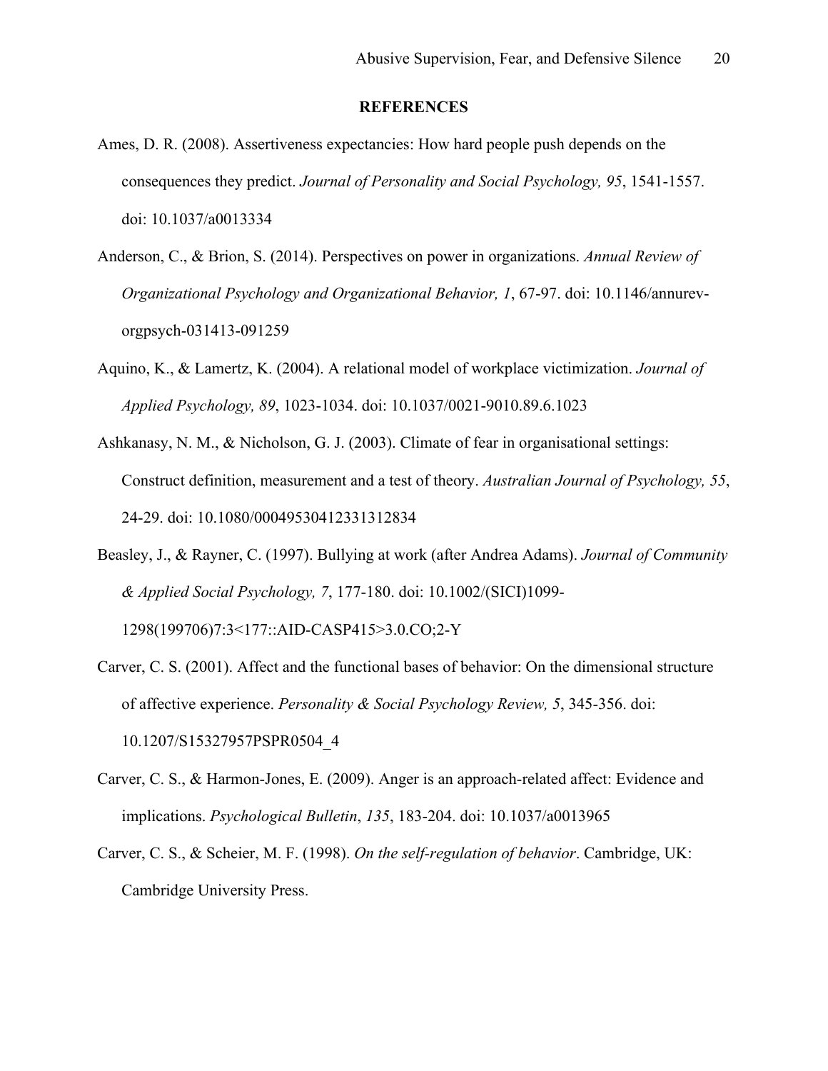**REFERENCES**

Ames, D. R. (2008). Assertiveness expectancies: How hard people push depends on the consequences they predict. *Journal of Personality and Social Psychology, 95*, 1541-1557. doi: 10.1037/a0013334

Anderson, C., & Brion, S. (2014). Perspectives on power in organizations. *Annual Review of Organizational Psychology and Organizational Behavior, 1*, 67-97. doi: 10.1146/annurev-orgpsych-031413-091259

Aquino, K., & Lamertz, K. (2004). A relational model of workplace victimization. *Journal of Applied Psychology, 89*, 1023-1034. doi: 10.1037/0021-9010.89.6.1023

Ashkanasy, N. M., & Nicholson, G. J. (2003). Climate of fear in organisational settings: Construct definition, measurement and a test of theory. *Australian Journal of Psychology, 55*, 24-29. doi: 10.1080/00049530412331312834

Beasley, J., & Rayner, C. (1997). Bullying at work (after Andrea Adams). *Journal of Community & Applied Social Psychology, 7*, 177-180. doi: 10.1002/(SICI)1099-1298(199706)7:3<177::AID-CASP415>3.0.CO;2-Y

Carver, C. S. (2001). Affect and the functional bases of behavior: On the dimensional structure of affective experience. *Personality & Social Psychology Review, 5*, 345-356. doi: 10.1207/S15327957PSPR0504_4

Carver, C. S., & Harmon-Jones, E. (2009). Anger is an approach-related affect: Evidence and implications. *Psychological Bulletin*, *135*, 183-204. doi: 10.1037/a0013965

Carver, C. S., & Scheier, M. F. (1998). *On the self-regulation of behavior*. Cambridge, UK: Cambridge University Press.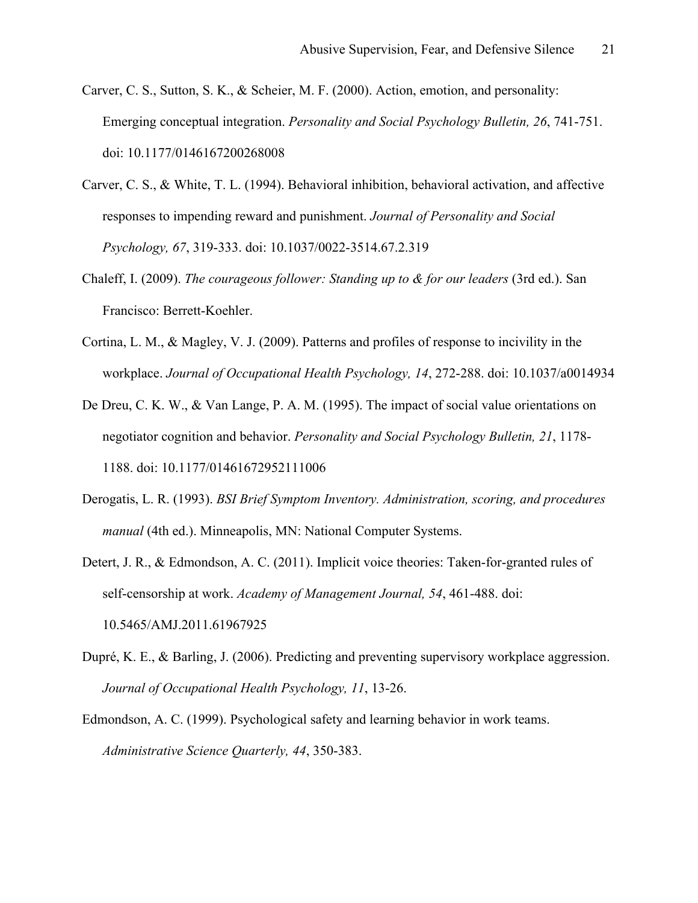Carver, C. S., Sutton, S. K., & Scheier, M. F. (2000). Action, emotion, and personality: Emerging conceptual integration. *Personality and Social Psychology Bulletin, 26*, 741-751. doi: 10.1177/0146167200268008

Carver, C. S., & White, T. L. (1994). Behavioral inhibition, behavioral activation, and affective responses to impending reward and punishment. *Journal of Personality and Social Psychology, 67*, 319-333. doi: 10.1037/0022-3514.67.2.319

Chaleff, I. (2009). *The courageous follower: Standing up to & for our leaders* (3rd ed.). San Francisco: Berrett-Koehler.

Cortina, L. M., & Magley, V. J. (2009). Patterns and profiles of response to incivility in the workplace. *Journal of Occupational Health Psychology, 14*, 272-288. doi: 10.1037/a0014934

De Dreu, C. K. W., & Van Lange, P. A. M. (1995). The impact of social value orientations on negotiator cognition and behavior. *Personality and Social Psychology Bulletin, 21*, 1178-1188. doi: 10.1177/01461672952111006

Derogatis, L. R. (1993). *BSI Brief Symptom Inventory. Administration, scoring, and procedures manual* (4th ed.). Minneapolis, MN: National Computer Systems.

Detert, J. R., & Edmondson, A. C. (2011). Implicit voice theories: Taken-for-granted rules of self-censorship at work. *Academy of Management Journal, 54*, 461-488. doi: 10.5465/AMJ.2011.61967925

Dupré, K. E., & Barling, J. (2006). Predicting and preventing supervisory workplace aggression. *Journal of Occupational Health Psychology, 11*, 13-26.

Edmondson, A. C. (1999). Psychological safety and learning behavior in work teams. *Administrative Science Quarterly, 44*, 350-383.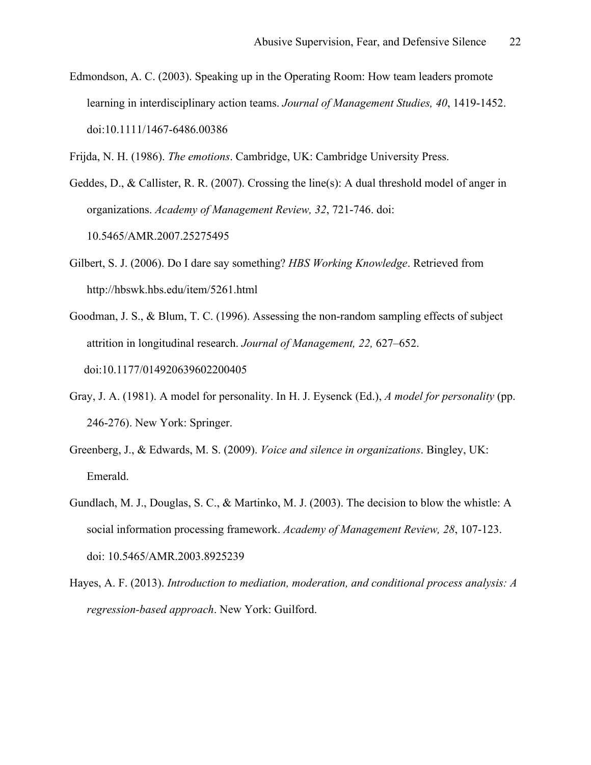Edmondson, A. C. (2003). Speaking up in the Operating Room: How team leaders promote learning in interdisciplinary action teams. *Journal of Management Studies, 40*, 1419-1452. doi:10.1111/1467-6486.00386

Frijda, N. H. (1986). *The emotions*. Cambridge, UK: Cambridge University Press.

Geddes, D., & Callister, R. R. (2007). Crossing the line(s): A dual threshold model of anger in organizations. *Academy of Management Review, 32*, 721-746. doi: 10.5465/AMR.2007.25275495

Gilbert, S. J. (2006). Do I dare say something? *HBS Working Knowledge*. Retrieved from http://hbswk.hbs.edu/item/5261.html

Goodman, J. S., & Blum, T. C. (1996). Assessing the non-random sampling effects of subject attrition in longitudinal research. *Journal of Management, 22,* 627–652. doi:10.1177/014920639602200405

Gray, J. A. (1981). A model for personality. In H. J. Eysenck (Ed.), *A model for personality* (pp. 246-276). New York: Springer.

Greenberg, J., & Edwards, M. S. (2009). *Voice and silence in organizations*. Bingley, UK: Emerald.

Gundlach, M. J., Douglas, S. C., & Martinko, M. J. (2003). The decision to blow the whistle: A social information processing framework. *Academy of Management Review, 28*, 107-123. doi: 10.5465/AMR.2003.8925239

Hayes, A. F. (2013). *Introduction to mediation, moderation, and conditional process analysis: A regression-based approach*. New York: Guilford.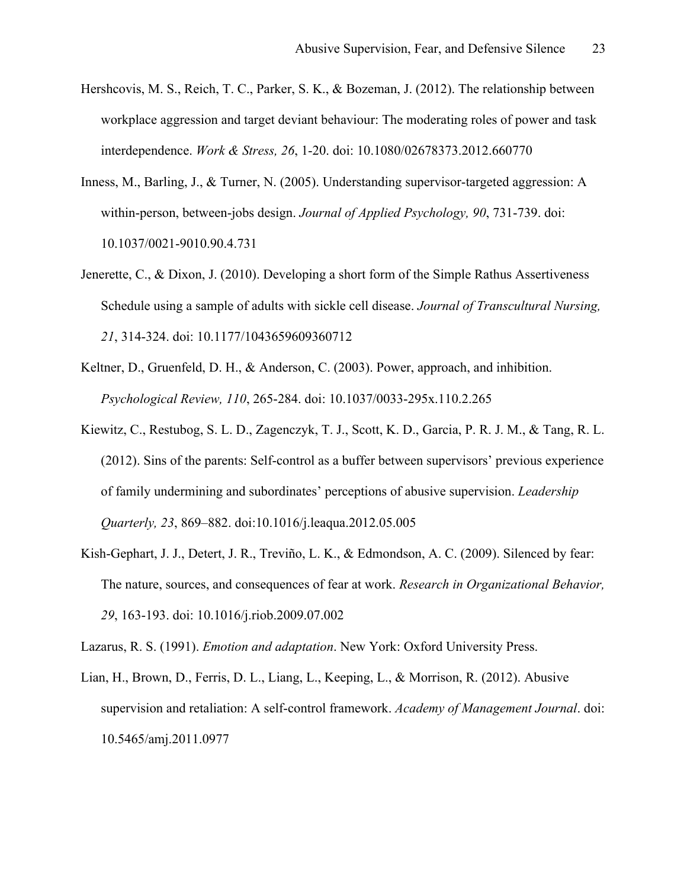Hershcovis, M. S., Reich, T. C., Parker, S. K., & Bozeman, J. (2012). The relationship between workplace aggression and target deviant behaviour: The moderating roles of power and task interdependence. *Work & Stress, 26*, 1-20. doi: 10.1080/02678373.2012.660770

Inness, M., Barling, J., & Turner, N. (2005). Understanding supervisor-targeted aggression: A within-person, between-jobs design. *Journal of Applied Psychology, 90*, 731-739. doi: 10.1037/0021-9010.90.4.731

Jenerette, C., & Dixon, J. (2010). Developing a short form of the Simple Rathus Assertiveness Schedule using a sample of adults with sickle cell disease. *Journal of Transcultural Nursing, 21*, 314-324. doi: 10.1177/1043659609360712

Keltner, D., Gruenfeld, D. H., & Anderson, C. (2003). Power, approach, and inhibition. *Psychological Review, 110*, 265-284. doi: 10.1037/0033-295x.110.2.265

Kiewitz, C., Restubog, S. L. D., Zagenczyk, T. J., Scott, K. D., Garcia, P. R. J. M., & Tang, R. L. (2012). Sins of the parents: Self-control as a buffer between supervisors' previous experience of family undermining and subordinates' perceptions of abusive supervision. *Leadership Quarterly, 23*, 869–882. doi:10.1016/j.leaqua.2012.05.005

Kish-Gephart, J. J., Detert, J. R., Treviño, L. K., & Edmondson, A. C. (2009). Silenced by fear: The nature, sources, and consequences of fear at work. *Research in Organizational Behavior, 29*, 163-193. doi: 10.1016/j.riob.2009.07.002

Lazarus, R. S. (1991). *Emotion and adaptation*. New York: Oxford University Press.

Lian, H., Brown, D., Ferris, D. L., Liang, L., Keeping, L., & Morrison, R. (2012). Abusive supervision and retaliation: A self-control framework. *Academy of Management Journal*. doi: 10.5465/amj.2011.0977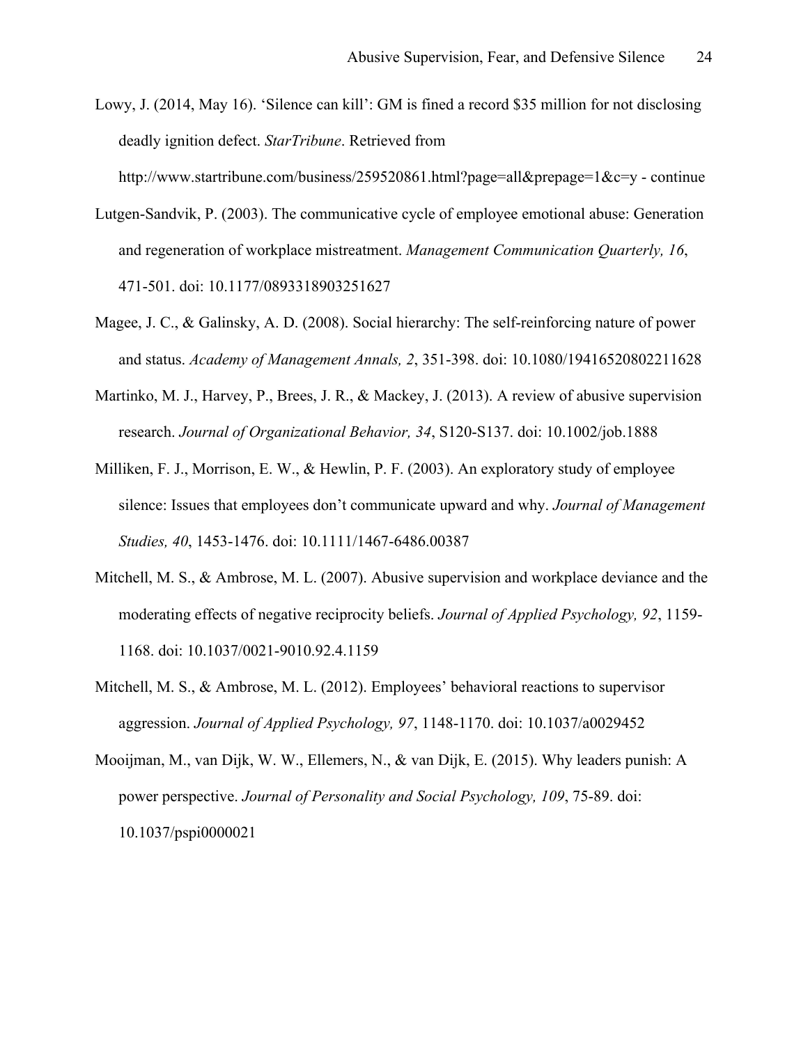Lowy, J. (2014, May 16). 'Silence can kill': GM is fined a record $35 million for not disclosing deadly ignition defect. *StarTribune*. Retrieved from http://www.startribune.com/business/259520861.html?page=all&prepage=1&c=y - continue

Lutgen-Sandvik, P. (2003). The communicative cycle of employee emotional abuse: Generation and regeneration of workplace mistreatment. *Management Communication Quarterly, 16*, 471-501. doi: 10.1177/0893318903251627

Magee, J. C., & Galinsky, A. D. (2008). Social hierarchy: The self-reinforcing nature of power and status. *Academy of Management Annals, 2*, 351-398. doi: 10.1080/19416520802211628

Martinko, M. J., Harvey, P., Brees, J. R., & Mackey, J. (2013). A review of abusive supervision research. *Journal of Organizational Behavior, 34*, S120-S137. doi: 10.1002/job.1888

Milliken, F. J., Morrison, E. W., & Hewlin, P. F. (2003). An exploratory study of employee silence: Issues that employees don't communicate upward and why. *Journal of Management Studies, 40*, 1453-1476. doi: 10.1111/1467-6486.00387

Mitchell, M. S., & Ambrose, M. L. (2007). Abusive supervision and workplace deviance and the moderating effects of negative reciprocity beliefs. *Journal of Applied Psychology, 92*, 1159-1168. doi: 10.1037/0021-9010.92.4.1159

Mitchell, M. S., & Ambrose, M. L. (2012). Employees' behavioral reactions to supervisor aggression. *Journal of Applied Psychology, 97*, 1148-1170. doi: 10.1037/a0029452

Mooijman, M., van Dijk, W. W., Ellemers, N., & van Dijk, E. (2015). Why leaders punish: A power perspective. *Journal of Personality and Social Psychology, 109*, 75-89. doi: 10.1037/pspi0000021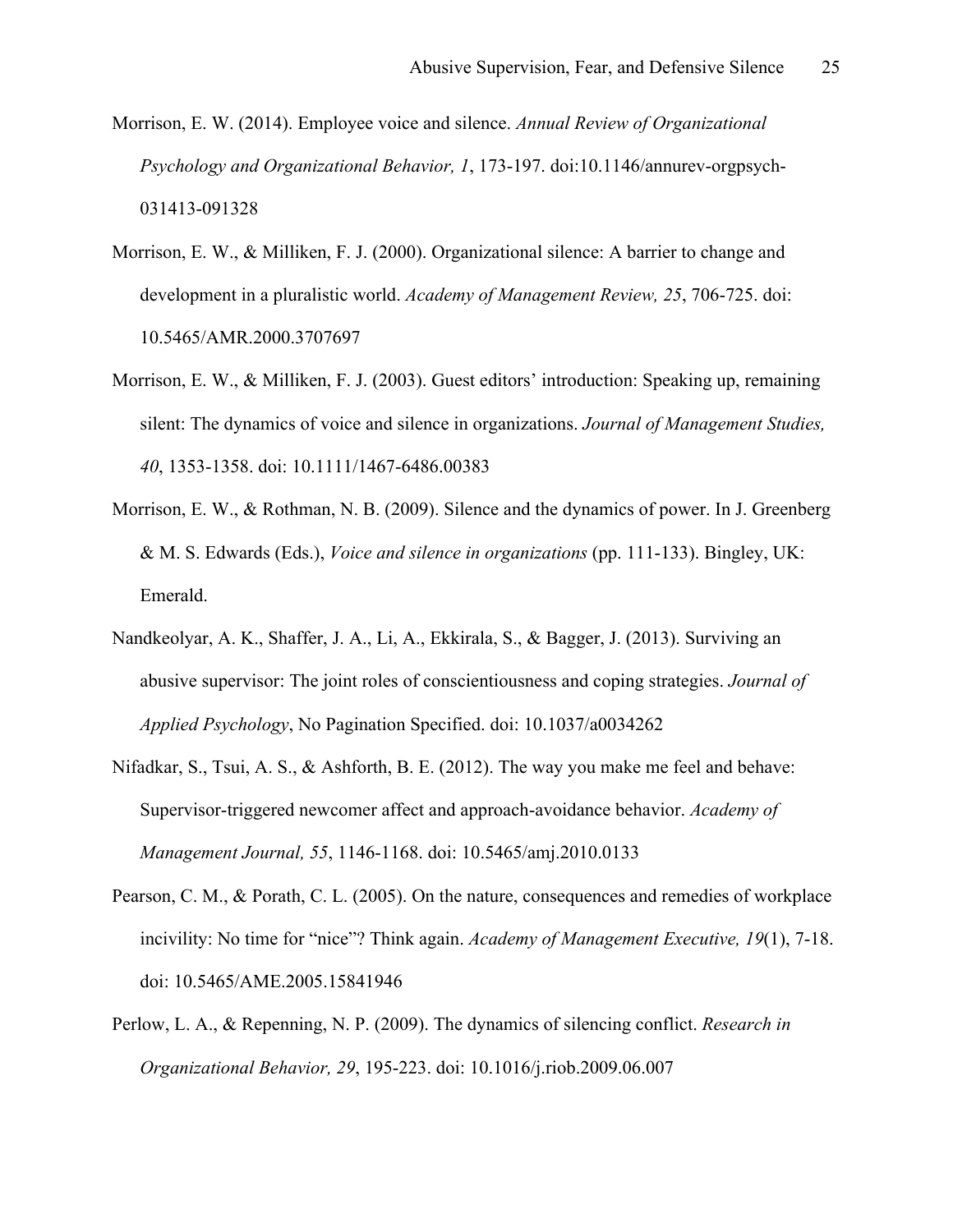Morrison, E. W. (2014). Employee voice and silence. *Annual Review of Organizational Psychology and Organizational Behavior, 1*, 173-197. doi:10.1146/annurev-orgpsych-031413-091328

Morrison, E. W., & Milliken, F. J. (2000). Organizational silence: A barrier to change and development in a pluralistic world. *Academy of Management Review, 25*, 706-725. doi: 10.5465/AMR.2000.3707697

Morrison, E. W., & Milliken, F. J. (2003). Guest editors' introduction: Speaking up, remaining silent: The dynamics of voice and silence in organizations. *Journal of Management Studies, 40*, 1353-1358. doi: 10.1111/1467-6486.00383

Morrison, E. W., & Rothman, N. B. (2009). Silence and the dynamics of power. In J. Greenberg & M. S. Edwards (Eds.), *Voice and silence in organizations* (pp. 111-133). Bingley, UK: Emerald.

Nandkeolyar, A. K., Shaffer, J. A., Li, A., Ekkirala, S., & Bagger, J. (2013). Surviving an abusive supervisor: The joint roles of conscientiousness and coping strategies. *Journal of Applied Psychology*, No Pagination Specified. doi: 10.1037/a0034262

Nifadkar, S., Tsui, A. S., & Ashforth, B. E. (2012). The way you make me feel and behave: Supervisor-triggered newcomer affect and approach-avoidance behavior. *Academy of Management Journal, 55*, 1146-1168. doi: 10.5465/amj.2010.0133

Pearson, C. M., & Porath, C. L. (2005). On the nature, consequences and remedies of workplace incivility: No time for "nice"? Think again. *Academy of Management Executive, 19*(1), 7-18. doi: 10.5465/AME.2005.15841946

Perlow, L. A., & Repenning, N. P. (2009). The dynamics of silencing conflict. *Research in Organizational Behavior, 29*, 195-223. doi: 10.1016/j.riob.2009.06.007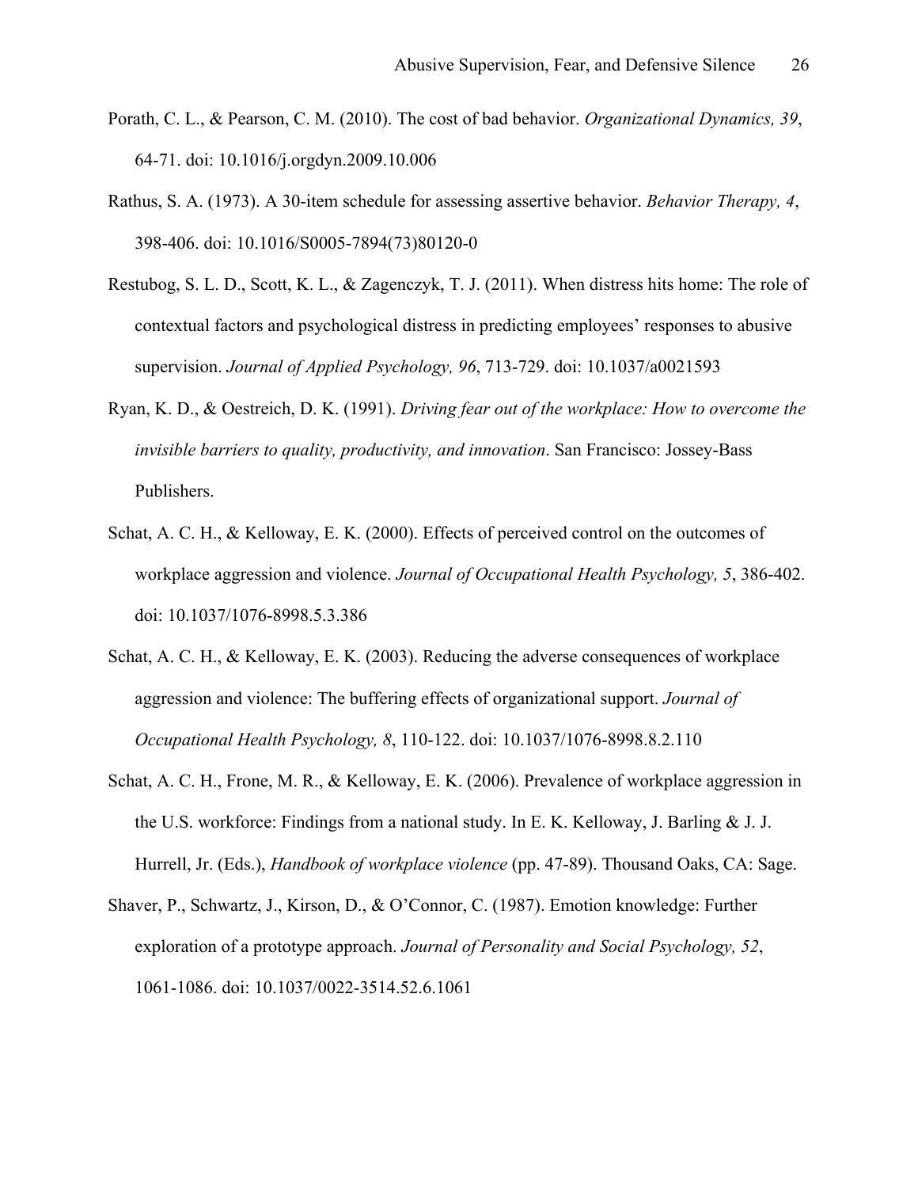Porath, C. L., & Pearson, C. M. (2010). The cost of bad behavior. *Organizational Dynamics, 39*, 64-71. doi: 10.1016/j.orgdyn.2009.10.006

Rathus, S. A. (1973). A 30-item schedule for assessing assertive behavior. *Behavior Therapy, 4*, 398-406. doi: 10.1016/S0005-7894(73)80120-0

Restubog, S. L. D., Scott, K. L., & Zagenczyk, T. J. (2011). When distress hits home: The role of contextual factors and psychological distress in predicting employees' responses to abusive supervision. *Journal of Applied Psychology, 96*, 713-729. doi: 10.1037/a0021593

Ryan, K. D., & Oestreich, D. K. (1991). *Driving fear out of the workplace: How to overcome the invisible barriers to quality, productivity, and innovation*. San Francisco: Jossey-Bass Publishers.

Schat, A. C. H., & Kelloway, E. K. (2000). Effects of perceived control on the outcomes of workplace aggression and violence. *Journal of Occupational Health Psychology, 5*, 386-402. doi: 10.1037/1076-8998.5.3.386

Schat, A. C. H., & Kelloway, E. K. (2003). Reducing the adverse consequences of workplace aggression and violence: The buffering effects of organizational support. *Journal of Occupational Health Psychology, 8*, 110-122. doi: 10.1037/1076-8998.8.2.110

Schat, A. C. H., Frone, M. R., & Kelloway, E. K. (2006). Prevalence of workplace aggression in the U.S. workforce: Findings from a national study. In E. K. Kelloway, J. Barling & J. J. Hurrell, Jr. (Eds.), *Handbook of workplace violence* (pp. 47-89). Thousand Oaks, CA: Sage.

Shaver, P., Schwartz, J., Kirson, D., & O'Connor, C. (1987). Emotion knowledge: Further exploration of a prototype approach. *Journal of Personality and Social Psychology, 52*, 1061-1086. doi: 10.1037/0022-3514.52.6.1061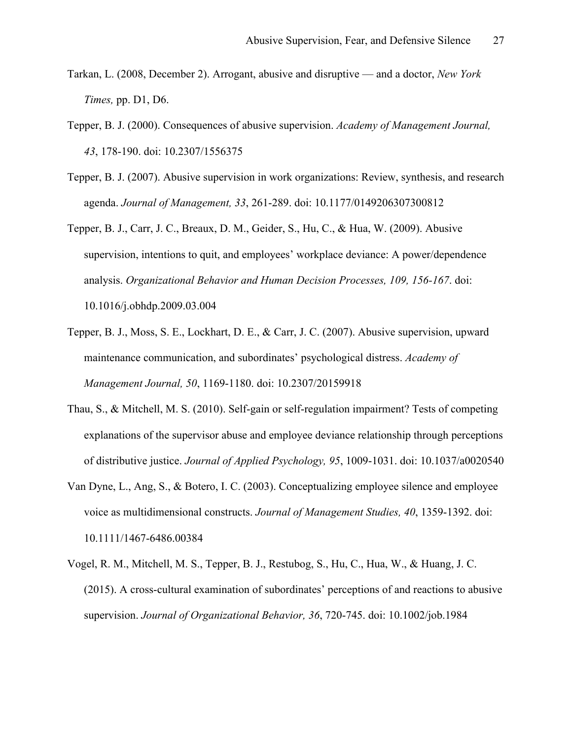Tarkan, L. (2008, December 2). Arrogant, abusive and disruptive — and a doctor, *New York Times,* pp. D1, D6.

Tepper, B. J. (2000). Consequences of abusive supervision. *Academy of Management Journal, 43*, 178-190. doi: 10.2307/1556375

Tepper, B. J. (2007). Abusive supervision in work organizations: Review, synthesis, and research agenda. *Journal of Management, 33*, 261-289. doi: 10.1177/0149206307300812

Tepper, B. J., Carr, J. C., Breaux, D. M., Geider, S., Hu, C., & Hua, W. (2009). Abusive supervision, intentions to quit, and employees' workplace deviance: A power/dependence analysis. *Organizational Behavior and Human Decision Processes, 109, 156-167*. doi: 10.1016/j.obhdp.2009.03.004

Tepper, B. J., Moss, S. E., Lockhart, D. E., & Carr, J. C. (2007). Abusive supervision, upward maintenance communication, and subordinates' psychological distress. *Academy of Management Journal, 50*, 1169-1180. doi: 10.2307/20159918

Thau, S., & Mitchell, M. S. (2010). Self-gain or self-regulation impairment? Tests of competing explanations of the supervisor abuse and employee deviance relationship through perceptions of distributive justice. *Journal of Applied Psychology, 95*, 1009-1031. doi: 10.1037/a0020540

Van Dyne, L., Ang, S., & Botero, I. C. (2003). Conceptualizing employee silence and employee voice as multidimensional constructs. *Journal of Management Studies, 40*, 1359-1392. doi: 10.1111/1467-6486.00384

Vogel, R. M., Mitchell, M. S., Tepper, B. J., Restubog, S., Hu, C., Hua, W., & Huang, J. C. (2015). A cross-cultural examination of subordinates' perceptions of and reactions to abusive supervision. *Journal of Organizational Behavior, 36*, 720-745. doi: 10.1002/job.1984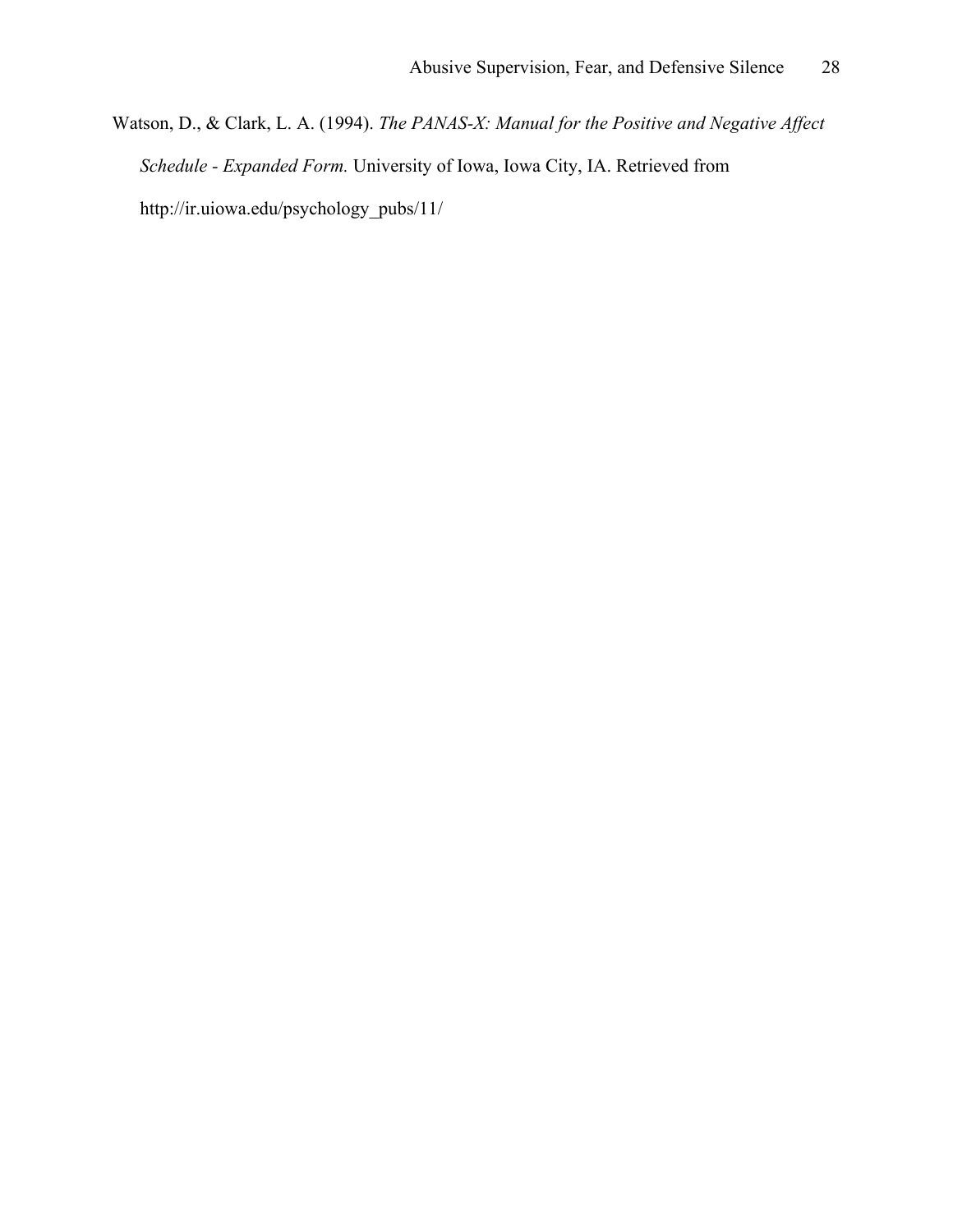Watson, D., & Clark, L. A. (1994). *The PANAS-X: Manual for the Positive and Negative Affect Schedule - Expanded Form.* University of Iowa, Iowa City, IA. Retrieved from http://ir.uiowa.edu/psychology_pubs/11/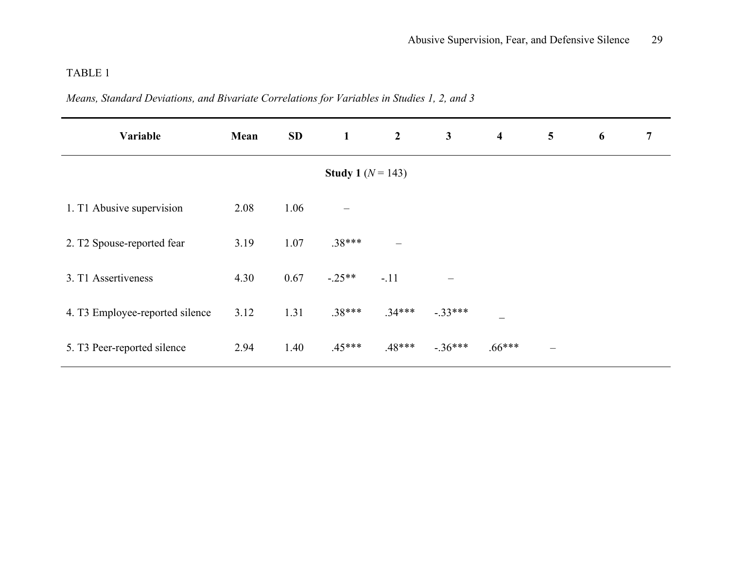TABLE 1

*Means, Standard Deviations, and Bivariate Correlations for Variables in Studies 1, 2, and 3*

| Variable | Mean | SD | 1 | 2 | 3 | 4 | 5 | 6 | 7 |
|---|---|---|---|---|---|---|---|---|---|
| | | | **Study 1** ($N$ = 143) | | | | | | |
| 1. T1 Abusive supervision | 2.08 | 1.06 | – | | | | | | |
| 2. T2 Spouse-reported fear | 3.19 | 1.07 | .38*** | – | | | | | |
| 3. T1 Assertiveness | 4.30 | 0.67 | -.25** | -.11 | – | | | | |
| 4. T3 Employee-reported silence | 3.12 | 1.31 | .38*** | .34*** | -.33*** | _ | | | |
| 5. T3 Peer-reported silence | 2.94 | 1.40 | .45*** | .48*** | -.36*** | .66*** | – | | |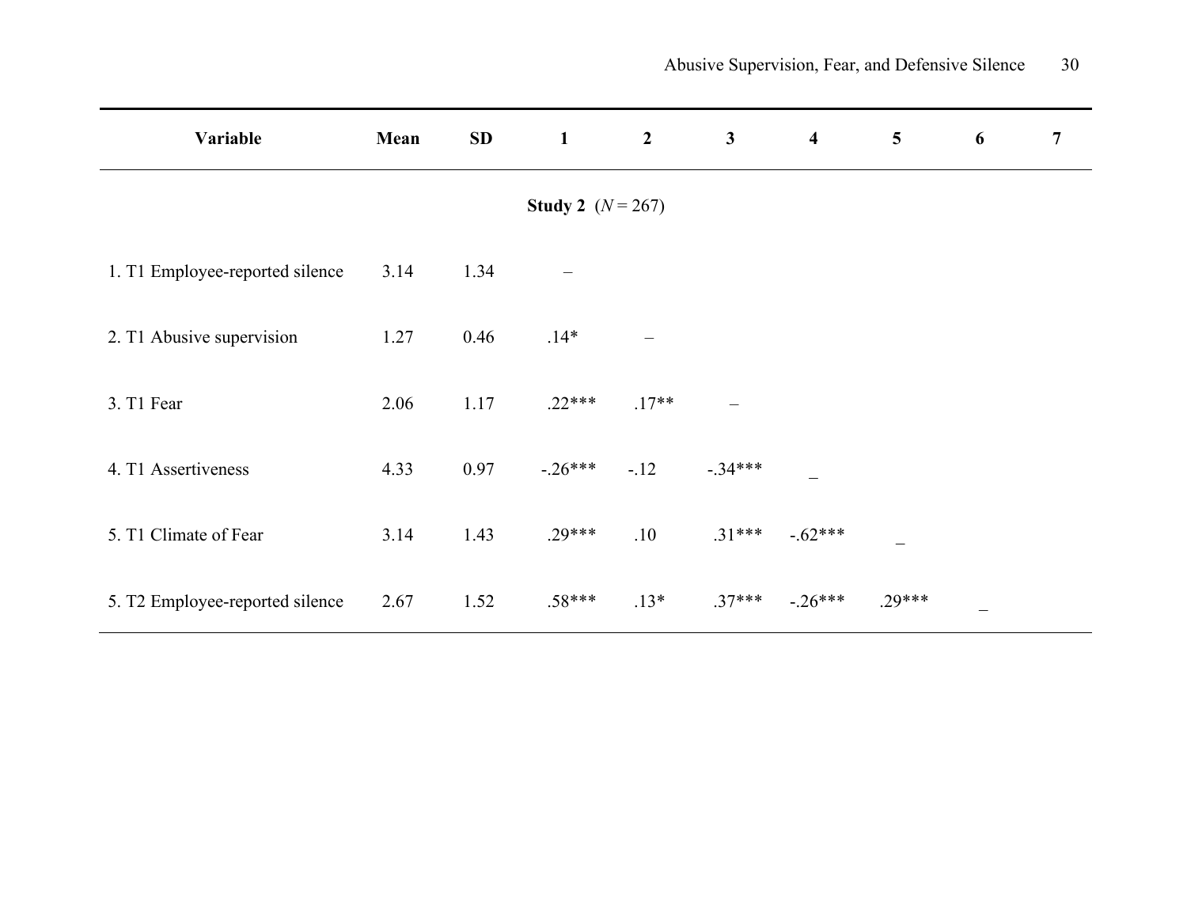| Variable | Mean | SD | 1 | 2 | 3 | 4 | 5 | 6 | 7 |
|---|---|---|---|---|---|---|---|---|---|
| **Study 2** ($N$ = 267) | | | | | | | | | |
| 1. T1 Employee-reported silence | 3.14 | 1.34 | – | | | | | | |
| 2. T1 Abusive supervision | 1.27 | 0.46 | .14* | – | | | | | |
| 3. T1 Fear | 2.06 | 1.17 | .22*** | .17** | – | | | | |
| 4. T1 Assertiveness | 4.33 | 0.97 | -.26*** | -.12 | -.34*** | _ | | | |
| 5. T1 Climate of Fear | 3.14 | 1.43 | .29*** | .10 | .31*** | -.62*** | _ | | |
| 5. T2 Employee-reported silence | 2.67 | 1.52 | .58*** | .13* | .37*** | -.26*** | .29*** | _ | |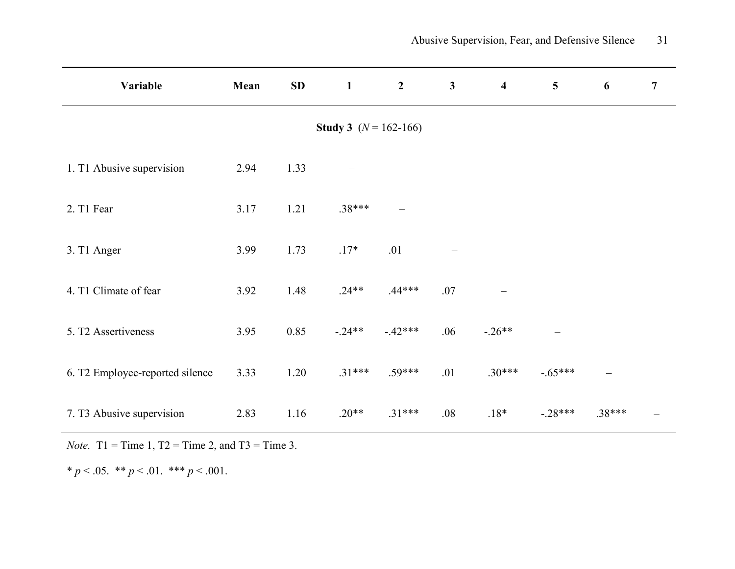| Variable | Mean | SD | 1 | 2 | 3 | 4 | 5 | 6 | 7 |
|---|---|---|---|---|---|---|---|---|---|
| **Study 3** (*N* = 162-166) | | | | | | | | | |
| 1. T1 Abusive supervision | 2.94 | 1.33 | – | | | | | | |
| 2. T1 Fear | 3.17 | 1.21 | .38*** | – | | | | | |
| 3. T1 Anger | 3.99 | 1.73 | .17* | .01 | – | | | | |
| 4. T1 Climate of fear | 3.92 | 1.48 | .24** | .44*** | .07 | – | | | |
| 5. T2 Assertiveness | 3.95 | 0.85 | -.24** | -.42*** | .06 | -.26** | – | | |
| 6. T2 Employee-reported silence | 3.33 | 1.20 | .31*** | .59*** | .01 | .30*** | -.65*** | – | |
| 7. T3 Abusive supervision | 2.83 | 1.16 | .20** | .31*** | .08 | .18* | -.28*** | .38*** | – |

*Note.* T1 = Time 1, T2 = Time 2, and T3 = Time 3.

* $p < .05$. ** $p < .01$. *** $p < .001$.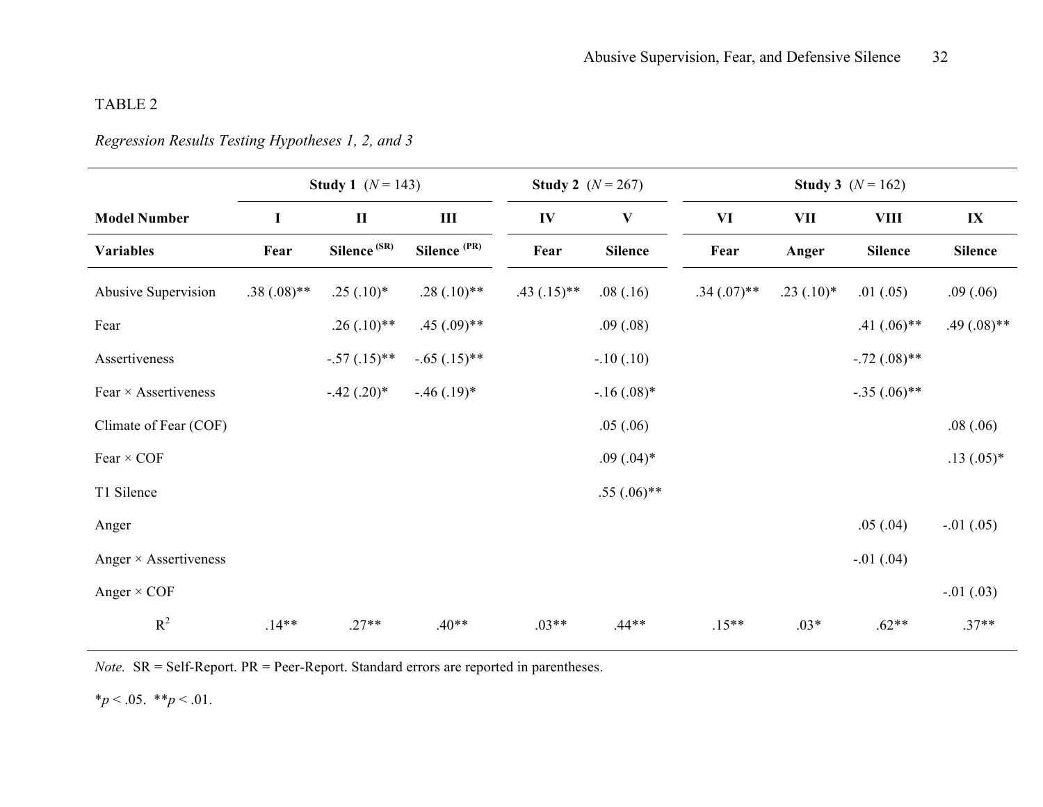TABLE 2

*Regression Results Testing Hypotheses 1, 2, and 3*

| | Study 1 ($N$ = 143) | | | Study 2 ($N$ = 267) | | Study 3 ($N$ = 162) | | | |
|---|---|---|---|---|---|---|---|---|---|
| **Model Number** | **I** | **II** | **III** | **IV** | **V** | **VI** | **VII** | **VIII** | **IX** |
| **Variables** | **Fear** | **Silence (SR)** | **Silence (PR)** | **Fear** | **Silence** | **Fear** | **Anger** | **Silence** | **Silence** |
| Abusive Supervision | .38 (.08)** | .25 (.10)* | .28 (.10)** | .43 (.15)** | .08 (.16) | .34 (.07)** | .23 (.10)* | .01 (.05) | .09 (.06) |
| Fear | | .26 (.10)** | .45 (.09)** | | .09 (.08) | | | .41 (.06)** | .49 (.08)** |
| Assertiveness | | -.57 (.15)** | -.65 (.15)** | | -.10 (.10) | | | -.72 (.08)** | |
| Fear × Assertiveness | | -.42 (.20)* | -.46 (.19)* | | -.16 (.08)* | | | -.35 (.06)** | |
| Climate of Fear (COF) | | | | | .05 (.06) | | | | .08 (.06) |
| Fear × COF | | | | | .09 (.04)* | | | | .13 (.05)* |
| T1 Silence | | | | | .55 (.06)** | | | | |
| Anger | | | | | | | | .05 (.04) | -.01 (.05) |
| Anger × Assertiveness | | | | | | | | -.01 (.04) | |
| Anger × COF | | | | | | | | | -.01 (.03) |
| $R^2$ | .14** | .27** | .40** | .03** | .44** | .15** | .03* | .62** | .37** |

*Note.* SR = Self-Report. PR = Peer-Report. Standard errors are reported in parentheses.

*$p$ < .05. **$p$ < .01.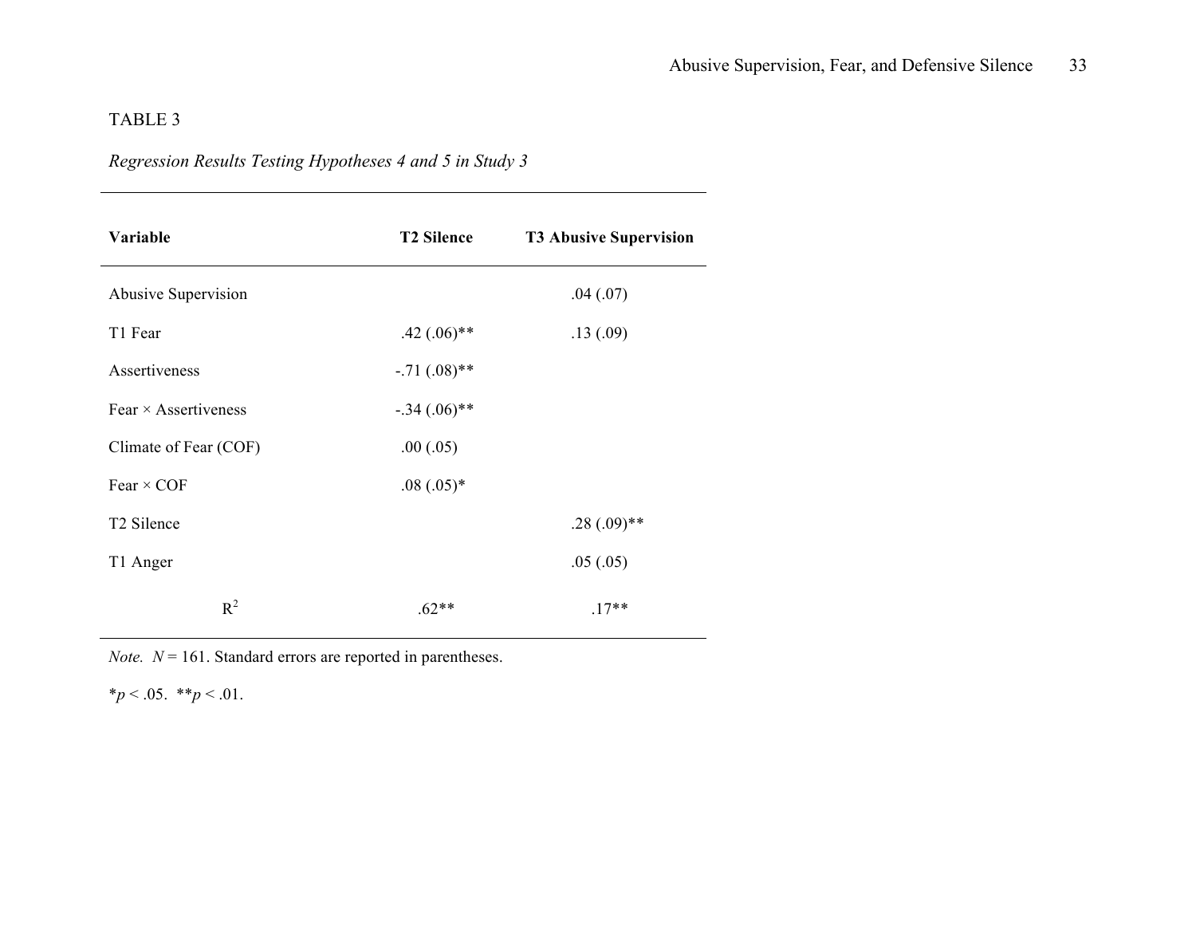TABLE 3

*Regression Results Testing Hypotheses 4 and 5 in Study 3*

| Variable | T2 Silence | T3 Abusive Supervision |
|---|---|---|
| Abusive Supervision | | .04 (.07) |
| T1 Fear | .42 (.06)** | .13 (.09) |
| Assertiveness | -.71 (.08)** | |
| Fear × Assertiveness | -.34 (.06)** | |
| Climate of Fear (COF) | .00 (.05) | |
| Fear × COF | .08 (.05)* | |
| T2 Silence | | .28 (.09)** |
| T1 Anger | | .05 (.05) |
| $R^2$ | .62** | .17** |

*Note.* $N = 161$. Standard errors are reported in parentheses.

*$p < .05$. **$p < .01$.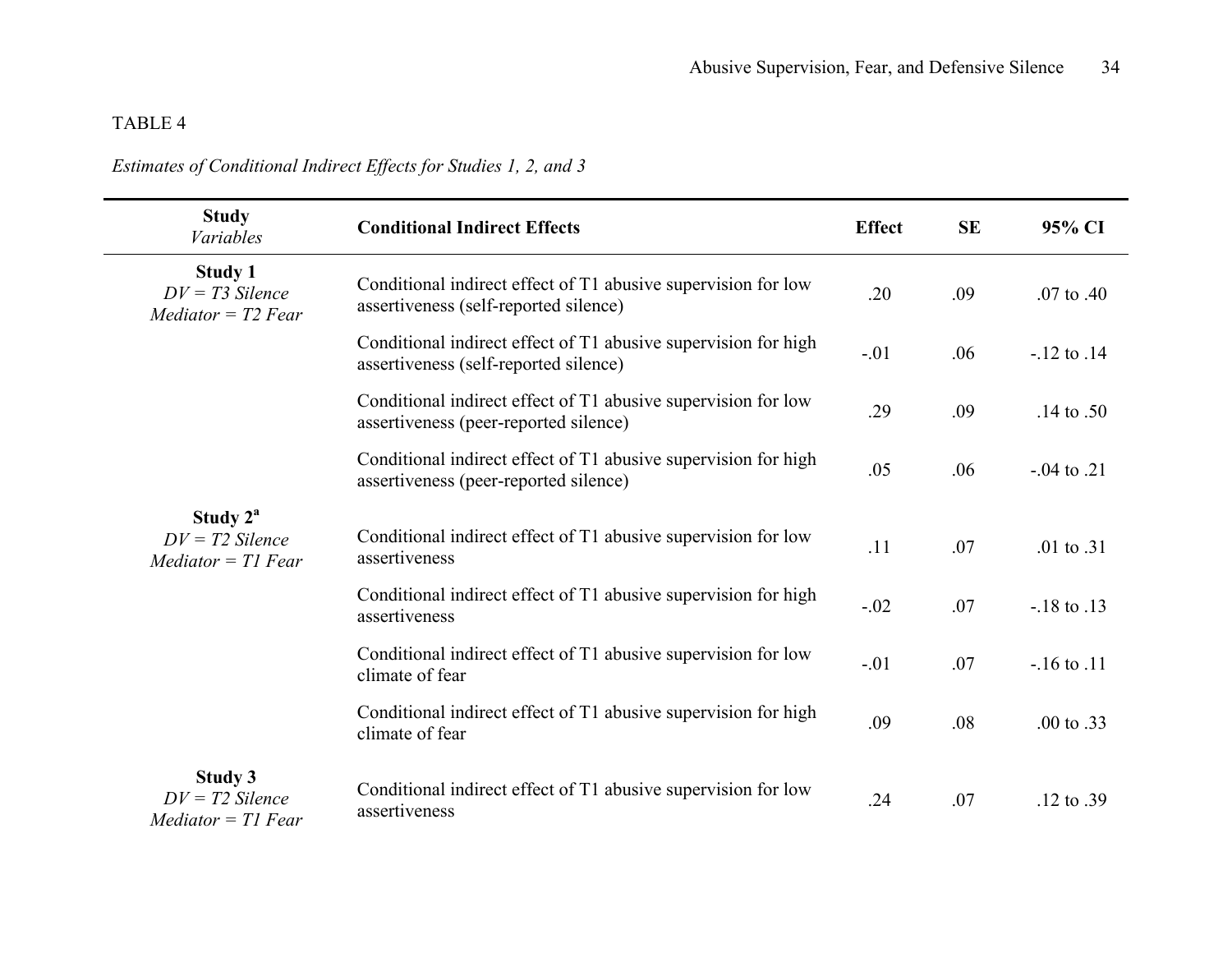TABLE 4

*Estimates of Conditional Indirect Effects for Studies 1, 2, and 3*

| **Study** *Variables* | **Conditional Indirect Effects** | **Effect** | **SE** | **95% CI** |
|---|---|---|---|---|
| **Study 1** *DV = T3 Silence* *Mediator = T2 Fear* | Conditional indirect effect of T1 abusive supervision for low assertiveness (self-reported silence) | .20 | .09 | .07 to .40 |
| | Conditional indirect effect of T1 abusive supervision for high assertiveness (self-reported silence) | -.01 | .06 | -.12 to .14 |
| | Conditional indirect effect of T1 abusive supervision for low assertiveness (peer-reported silence) | .29 | .09 | .14 to .50 |
| | Conditional indirect effect of T1 abusive supervision for high assertiveness (peer-reported silence) | .05 | .06 | -.04 to .21 |
| **Study 2**[a] *DV = T2 Silence* *Mediator = T1 Fear* | Conditional indirect effect of T1 abusive supervision for low assertiveness | .11 | .07 | .01 to .31 |
| | Conditional indirect effect of T1 abusive supervision for high assertiveness | -.02 | .07 | -.18 to .13 |
| | Conditional indirect effect of T1 abusive supervision for low climate of fear | -.01 | .07 | -.16 to .11 |
| | Conditional indirect effect of T1 abusive supervision for high climate of fear | .09 | .08 | .00 to .33 |
| **Study 3** *DV = T2 Silence* *Mediator = T1 Fear* | Conditional indirect effect of T1 abusive supervision for low assertiveness | .24 | .07 | .12 to .39 |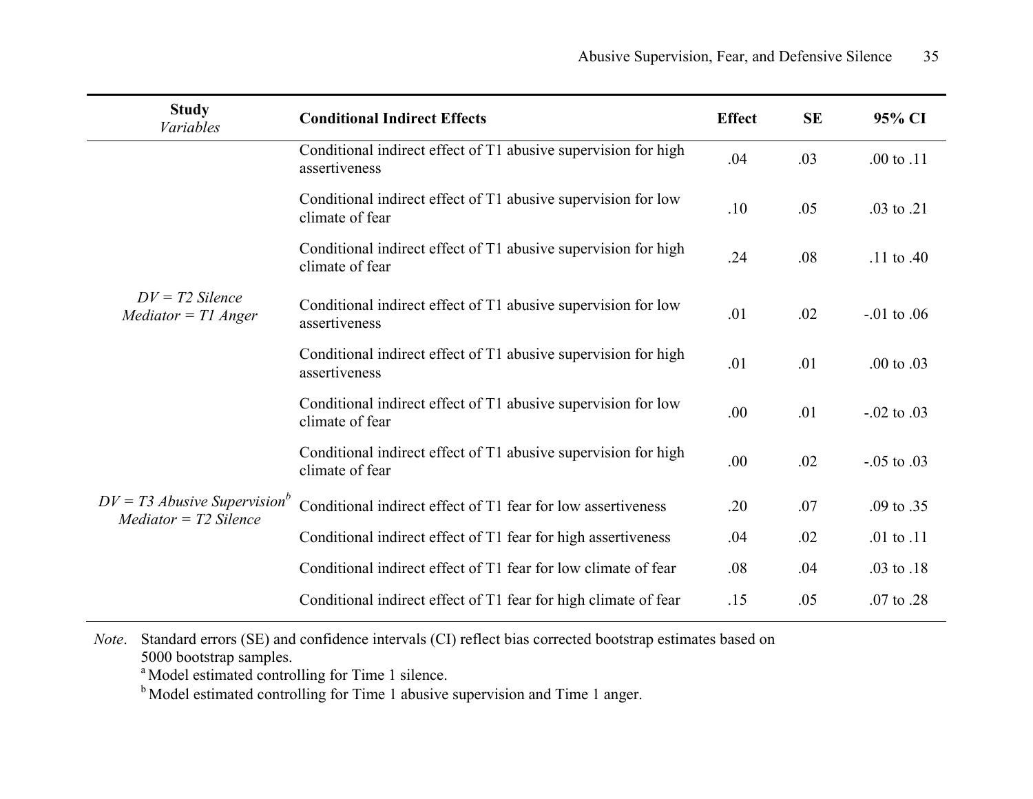| **Study** *Variables* | **Conditional Indirect Effects** | **Effect** | **SE** | **95% CI** |
|---|---|---|---|---|
| | Conditional indirect effect of T1 abusive supervision for high assertiveness | .04 | .03 | .00 to .11 |
| | Conditional indirect effect of T1 abusive supervision for low climate of fear | .10 | .05 | .03 to .21 |
| | Conditional indirect effect of T1 abusive supervision for high climate of fear | .24 | .08 | .11 to .40 |
| *DV = T2 Silence* *Mediator = T1 Anger* | Conditional indirect effect of T1 abusive supervision for low assertiveness | .01 | .02 | -.01 to .06 |
| | Conditional indirect effect of T1 abusive supervision for high assertiveness | .01 | .01 | .00 to .03 |
| | Conditional indirect effect of T1 abusive supervision for low climate of fear | .00 | .01 | -.02 to .03 |
| | Conditional indirect effect of T1 abusive supervision for high climate of fear | .00 | .02 | -.05 to .03 |
| *DV = T3 Abusive Supervision*[b] *Mediator = T2 Silence* | Conditional indirect effect of T1 fear for low assertiveness | .20 | .07 | .09 to .35 |
| | Conditional indirect effect of T1 fear for high assertiveness | .04 | .02 | .01 to .11 |
| | Conditional indirect effect of T1 fear for low climate of fear | .08 | .04 | .03 to .18 |
| | Conditional indirect effect of T1 fear for high climate of fear | .15 | .05 | .07 to .28 |

*Note*. Standard errors (SE) and confidence intervals (CI) reflect bias corrected bootstrap estimates based on 5000 bootstrap samples.
[a] Model estimated controlling for Time 1 silence.
[b] Model estimated controlling for Time 1 abusive supervision and Time 1 anger.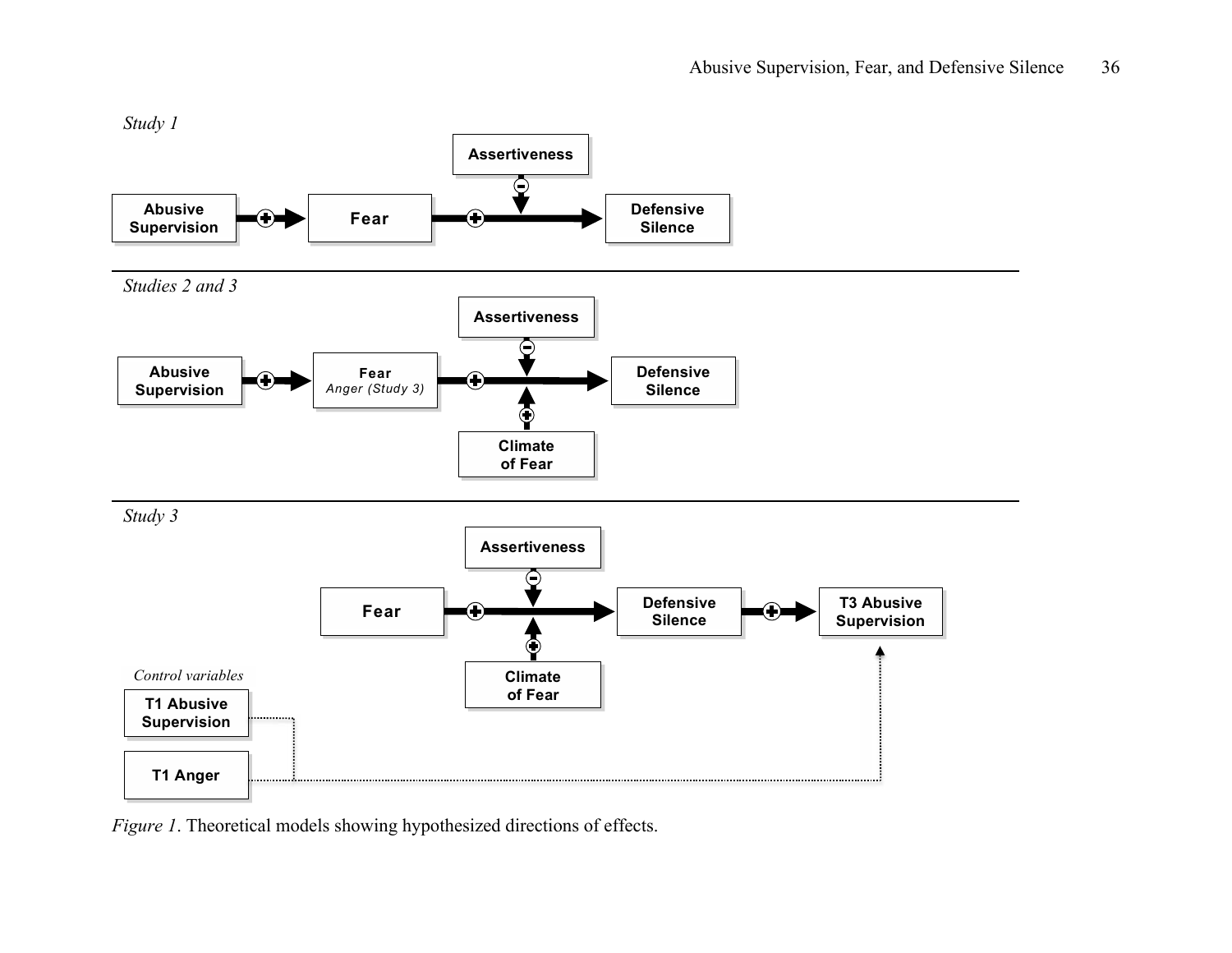*Study 1*

Assertiveness

Abusive Supervision → Fear → Defensive Silence

*Studies 2 and 3*

Assertiveness

Abusive Supervision → Fear *Anger (Study 3)* → Defensive Silence

Climate of Fear

*Study 3*

Assertiveness

Fear → Defensive Silence → T3 Abusive Supervision

Climate of Fear

*Control variables*

T1 Abusive Supervision

T1 Anger

*Figure 1*. Theoretical models showing hypothesized directions of effects.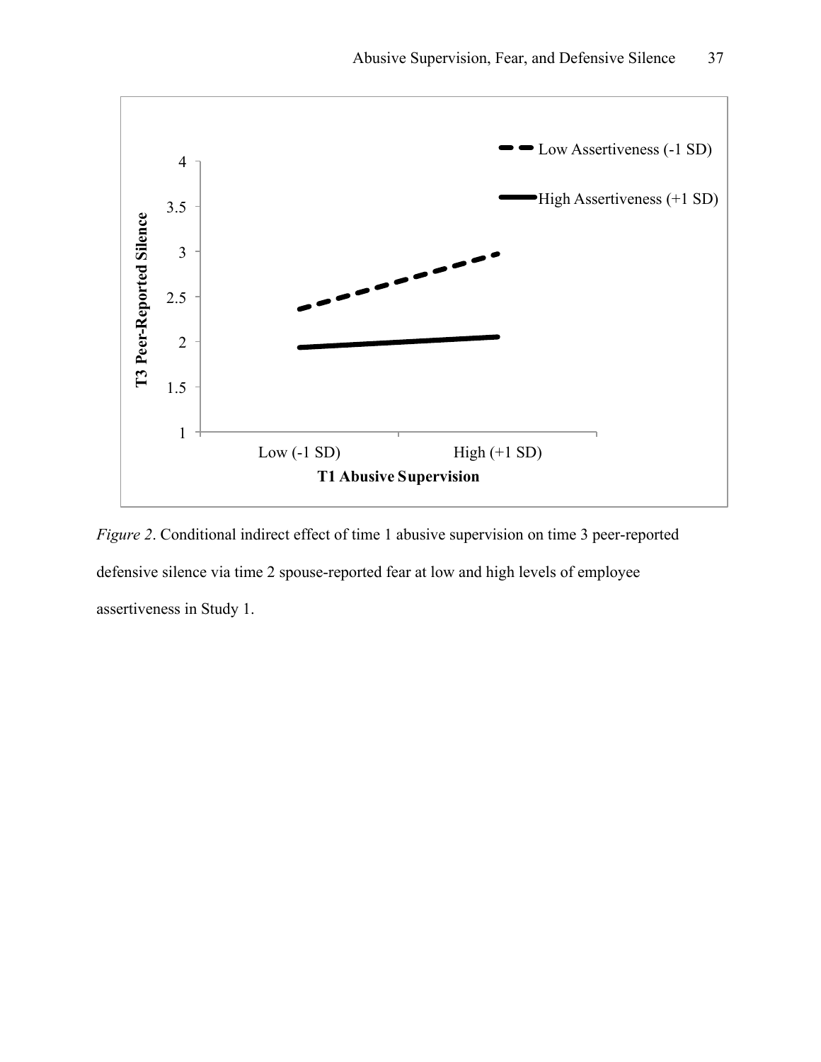*Figure 2*. Conditional indirect effect of time 1 abusive supervision on time 3 peer-reported defensive silence via time 2 spouse-reported fear at low and high levels of employee assertiveness in Study 1.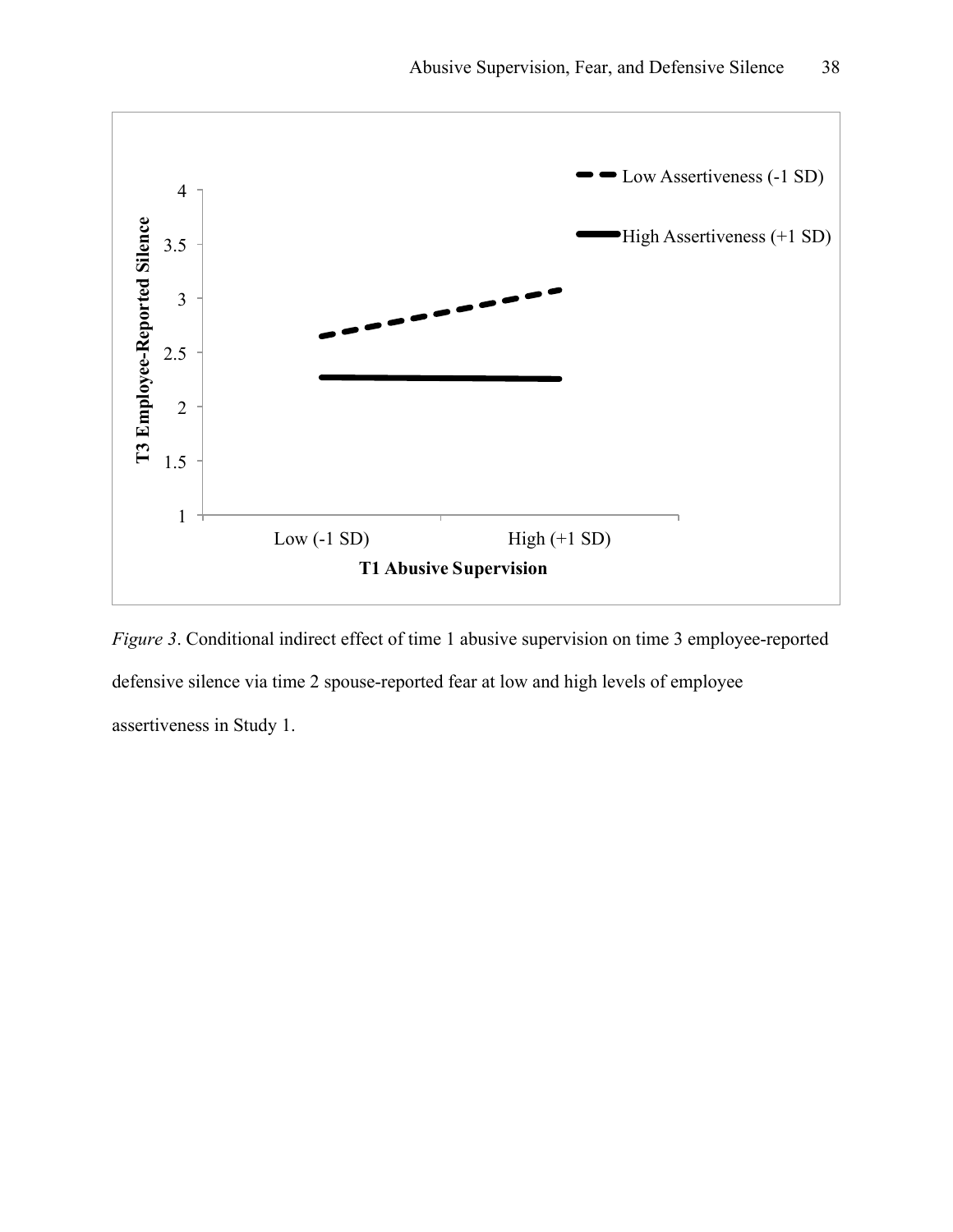*Figure 3*. Conditional indirect effect of time 1 abusive supervision on time 3 employee-reported defensive silence via time 2 spouse-reported fear at low and high levels of employee assertiveness in Study 1.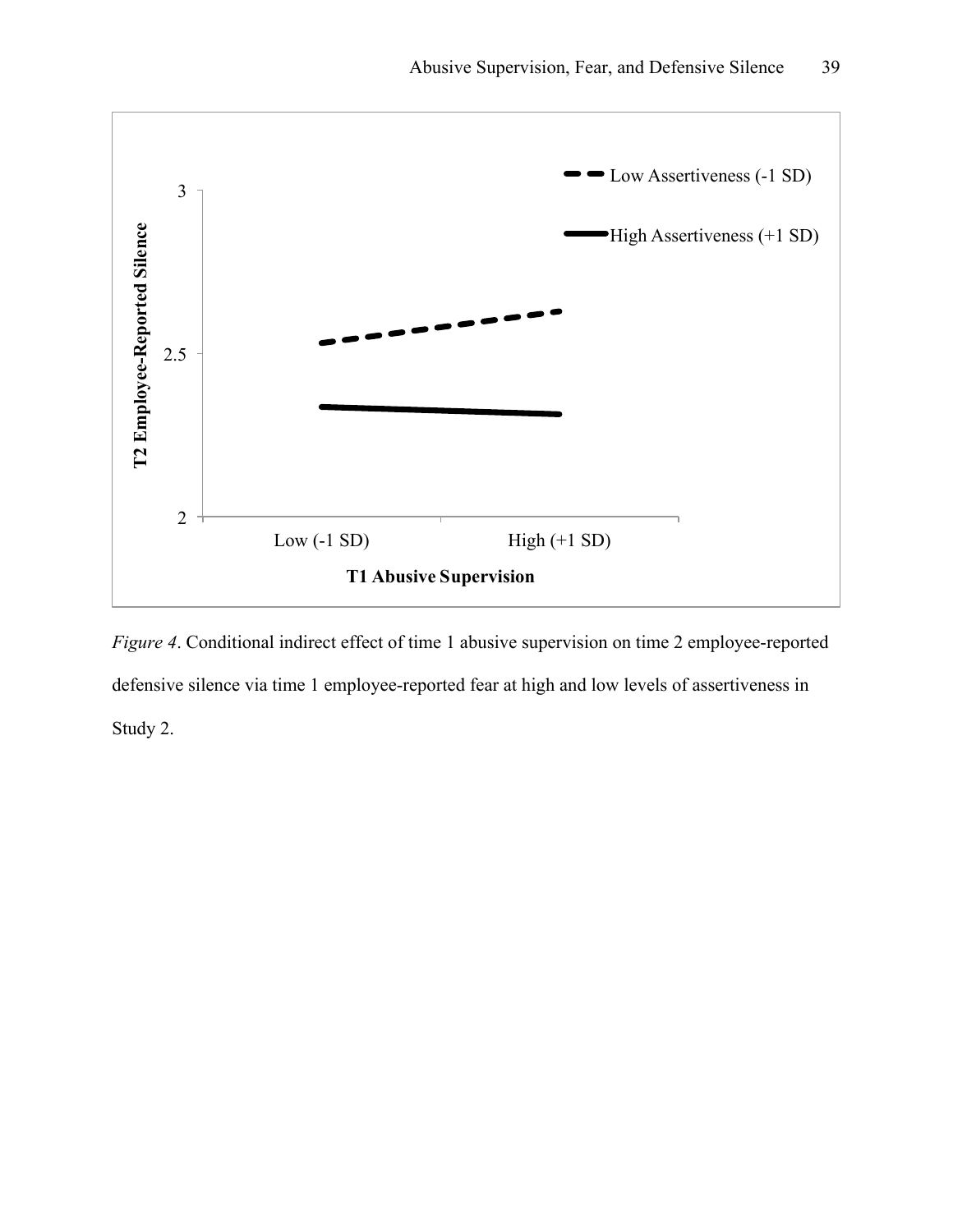*Figure 4*. Conditional indirect effect of time 1 abusive supervision on time 2 employee-reported defensive silence via time 1 employee-reported fear at high and low levels of assertiveness in Study 2.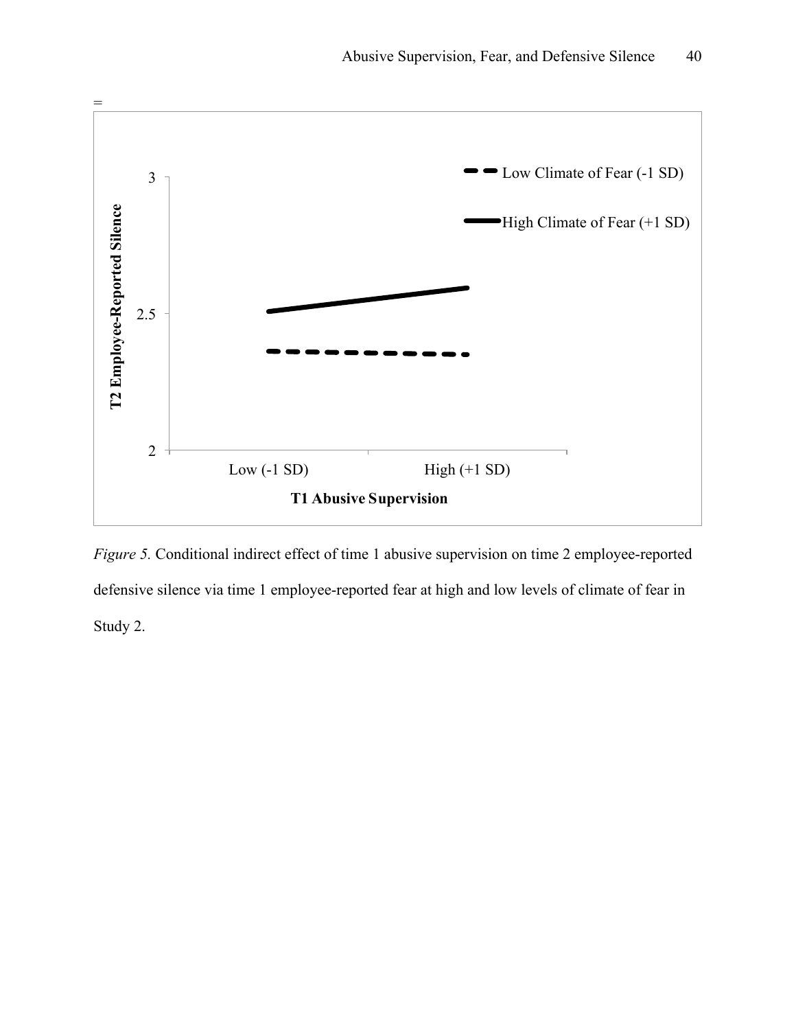*Figure 5.* Conditional indirect effect of time 1 abusive supervision on time 2 employee-reported defensive silence via time 1 employee-reported fear at high and low levels of climate of fear in Study 2.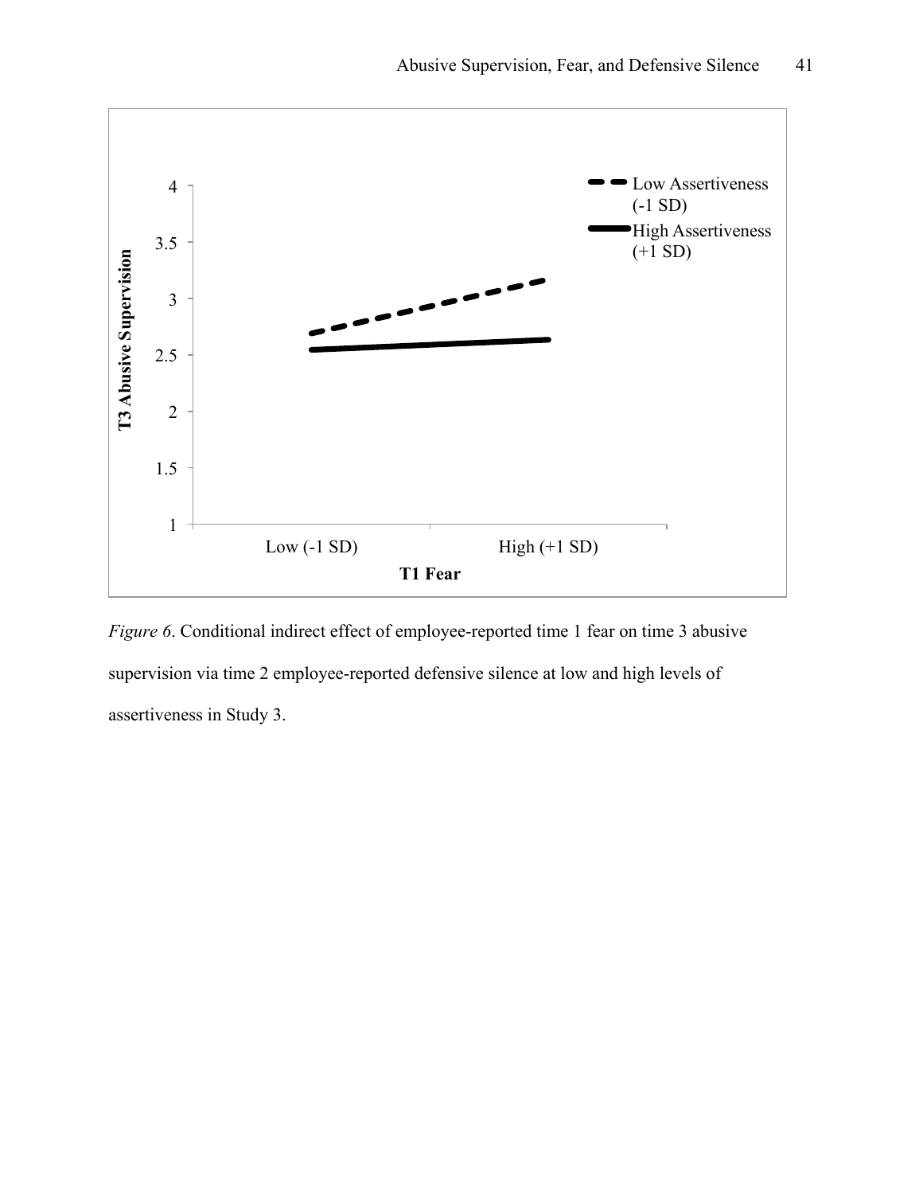*Figure 6*. Conditional indirect effect of employee-reported time 1 fear on time 3 abusive supervision via time 2 employee-reported defensive silence at low and high levels of assertiveness in Study 3.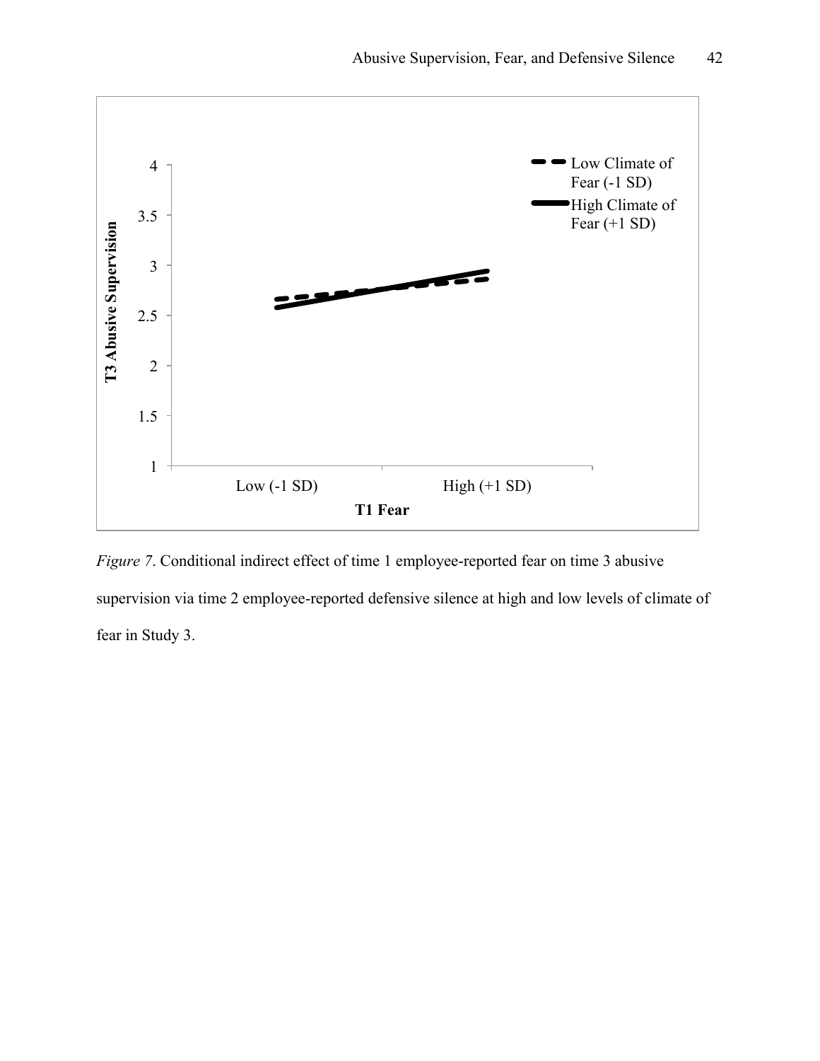*Figure 7*. Conditional indirect effect of time 1 employee-reported fear on time 3 abusive supervision via time 2 employee-reported defensive silence at high and low levels of climate of fear in Study 3.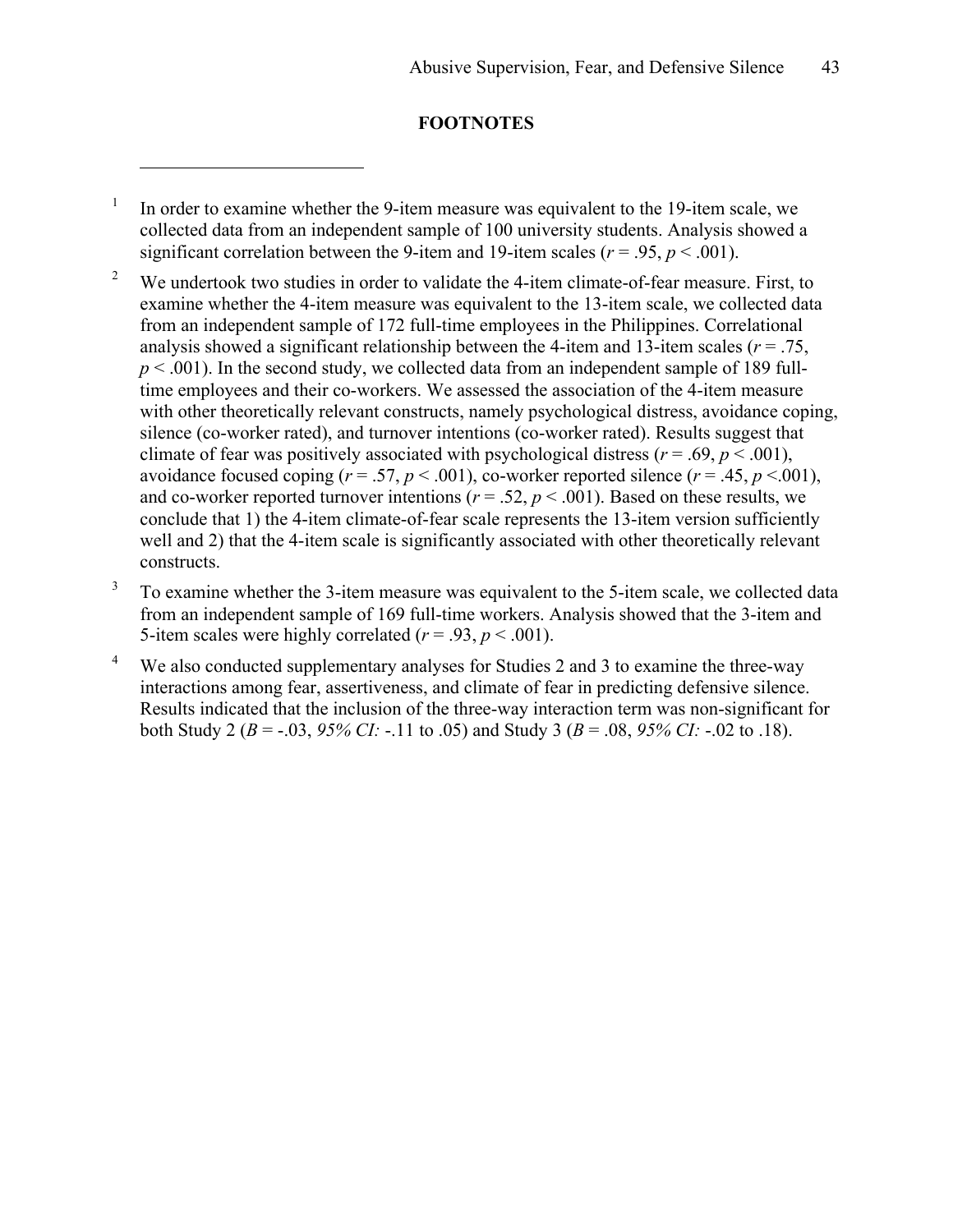# FOOTNOTES

[1] In order to examine whether the 9-item measure was equivalent to the 19-item scale, we collected data from an independent sample of 100 university students. Analysis showed a significant correlation between the 9-item and 19-item scales ($r = .95$, $p < .001$).

[2] We undertook two studies in order to validate the 4-item climate-of-fear measure. First, to examine whether the 4-item measure was equivalent to the 13-item scale, we collected data from an independent sample of 172 full-time employees in the Philippines. Correlational analysis showed a significant relationship between the 4-item and 13-item scales ($r = .75$, $p < .001$). In the second study, we collected data from an independent sample of 189 full-time employees and their co-workers. We assessed the association of the 4-item measure with other theoretically relevant constructs, namely psychological distress, avoidance coping, silence (co-worker rated), and turnover intentions (co-worker rated). Results suggest that climate of fear was positively associated with psychological distress ($r = .69$, $p < .001$), avoidance focused coping ($r = .57$, $p < .001$), co-worker reported silence ($r = .45$, $p < .001$), and co-worker reported turnover intentions ($r = .52$, $p < .001$). Based on these results, we conclude that 1) the 4-item climate-of-fear scale represents the 13-item version sufficiently well and 2) that the 4-item scale is significantly associated with other theoretically relevant constructs.

[3] To examine whether the 3-item measure was equivalent to the 5-item scale, we collected data from an independent sample of 169 full-time workers. Analysis showed that the 3-item and 5-item scales were highly correlated ($r = .93$, $p < .001$).

[4] We also conducted supplementary analyses for Studies 2 and 3 to examine the three-way interactions among fear, assertiveness, and climate of fear in predicting defensive silence. Results indicated that the inclusion of the three-way interaction term was non-significant for both Study 2 ($B = -.03$, *95% CI:* -.11 to .05) and Study 3 ($B = .08$, *95% CI:* -.02 to .18).